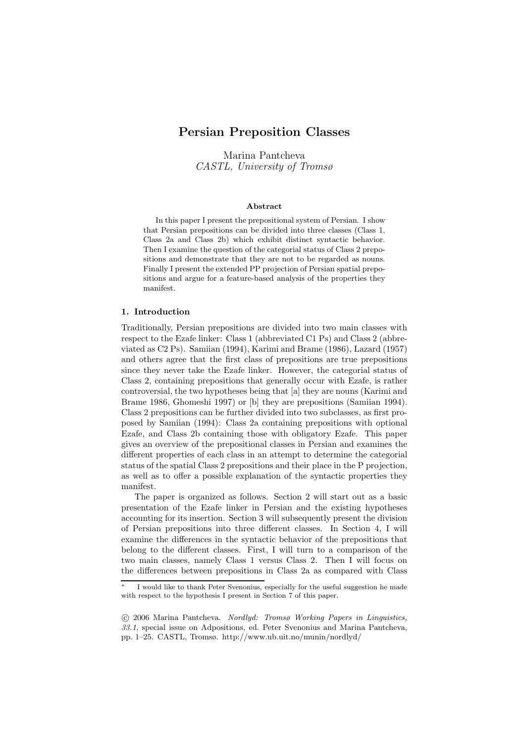# Persian Preposition Classes

Marina Pantcheva
*CASTL, University of Tromsø*

**Abstract**

In this paper I present the prepositional system of Persian. I show that Persian prepositions can be divided into three classes (Class 1, Class 2a and Class 2b) which exhibit distinct syntactic behavior. Then I examine the question of the categorial status of Class 2 prepositions and demonstrate that they are not to be regarded as nouns. Finally I present the extended PP projection of Persian spatial prepositions and argue for a feature-based analysis of the properties they manifest.

## 1. Introduction

Traditionally, Persian prepositions are divided into two main classes with respect to the Ezafe linker: Class 1 (abbreviated C1 Ps) and Class 2 (abbreviated as C2 Ps). Samiian (1994), Karimi and Brame (1986), Lazard (1957) and others agree that the first class of prepositions are true prepositions since they never take the Ezafe linker. However, the categorial status of Class 2, containing prepositions that generally occur with Ezafe, is rather controversial, the two hypotheses being that [a] they are nouns (Karimi and Brame 1986, Ghomeshi 1997) or [b] they are prepositions (Samiian 1994). Class 2 prepositions can be further divided into two subclasses, as first proposed by Samiian (1994): Class 2a containing prepositions with optional Ezafe, and Class 2b containing those with obligatory Ezafe. This paper gives an overview of the prepositional classes in Persian and examines the different properties of each class in an attempt to determine the categorial status of the spatial Class 2 prepositions and their place in the P projection, as well as to offer a possible explanation of the syntactic properties they manifest.

The paper is organized as follows. Section 2 will start out as a basic presentation of the Ezafe linker in Persian and the existing hypotheses accounting for its insertion. Section 3 will subsequently present the division of Persian prepositions into three different classes. In Section 4, I will examine the differences in the syntactic behavior of the prepositions that belong to the different classes. First, I will turn to a comparison of the two main classes, namely Class 1 versus Class 2. Then I will focus on the differences between prepositions in Class 2a as compared with Class

---

* I would like to thank Peter Svenonius, especially for the useful suggestion he made with respect to the hypothesis I present in Section 7 of this paper.

© 2006 Marina Pantcheva. *Nordlyd: Tromsø Working Papers in Linguistics, 33.1*, special issue on Adpositions, ed. Peter Svenonius and Marina Pantcheva, pp. 1–25. CASTL, Tromsø. http://www.ub.uit.no/munin/nordlyd/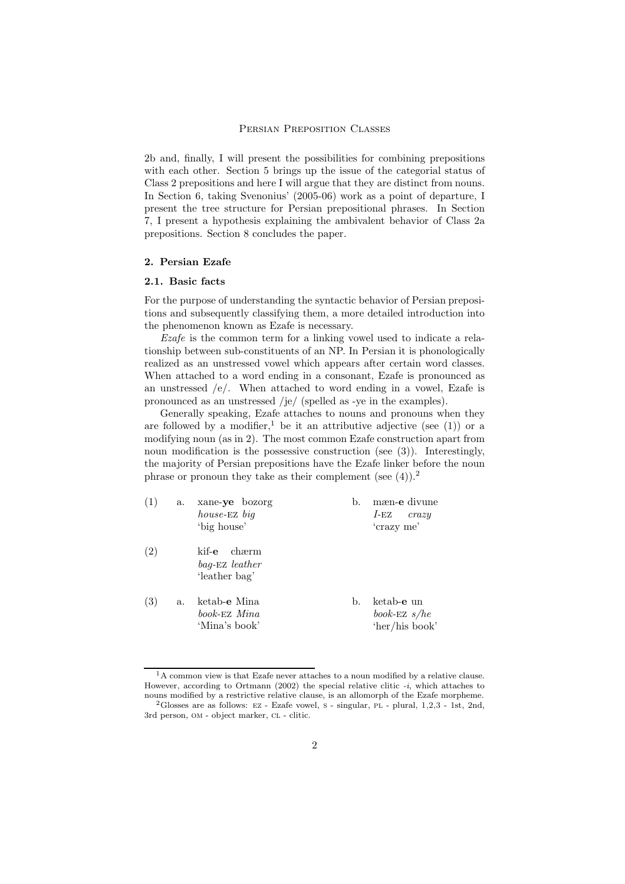2b and, finally, I will present the possibilities for combining prepositions with each other. Section 5 brings up the issue of the categorial status of Class 2 prepositions and here I will argue that they are distinct from nouns. In Section 6, taking Svenonius' (2005-06) work as a point of departure, I present the tree structure for Persian prepositional phrases. In Section 7, I present a hypothesis explaining the ambivalent behavior of Class 2a prepositions. Section 8 concludes the paper.

## 2. Persian Ezafe

### 2.1. Basic facts

For the purpose of understanding the syntactic behavior of Persian prepositions and subsequently classifying them, a more detailed introduction into the phenomenon known as Ezafe is necessary.

*Ezafe* is the common term for a linking vowel used to indicate a relationship between sub-constituents of an NP. In Persian it is phonologically realized as an unstressed vowel which appears after certain word classes. When attached to a word ending in a consonant, Ezafe is pronounced as an unstressed /e/. When attached to word ending in a vowel, Ezafe is pronounced as an unstressed /je/ (spelled as -ye in the examples).

Generally speaking, Ezafe attaches to nouns and pronouns when they are followed by a modifier,[1] be it an attributive adjective (see (1)) or a modifying noun (as in 2). The most common Ezafe construction apart from noun modification is the possessive construction (see (3)). Interestingly, the majority of Persian prepositions have the Ezafe linker before the noun phrase or pronoun they take as their complement (see (4)).[2]

(1) a. xane-**ye** bozorg
   *house*-EZ *big*
   'big house'

   b. mæn-**e** divune
   *I*-EZ *crazy*
   'crazy me'

(2) kif-**e** chærm
   *bag*-EZ *leather*
   'leather bag'

(3) a. ketab-**e** Mina
   *book*-EZ *Mina*
   'Mina's book'

   b. ketab-**e** un
   *book*-EZ *s/he*
   'her/his book'

---

[1] A common view is that Ezafe never attaches to a noun modified by a relative clause. However, according to Ortmann (2002) the special relative clitic *-i*, which attaches to nouns modified by a restrictive relative clause, is an allomorph of the Ezafe morpheme.

[2] Glosses are as follows: EZ - Ezafe vowel, S - singular, PL - plural, 1,2,3 - 1st, 2nd, 3rd person, OM - object marker, CL - clitic.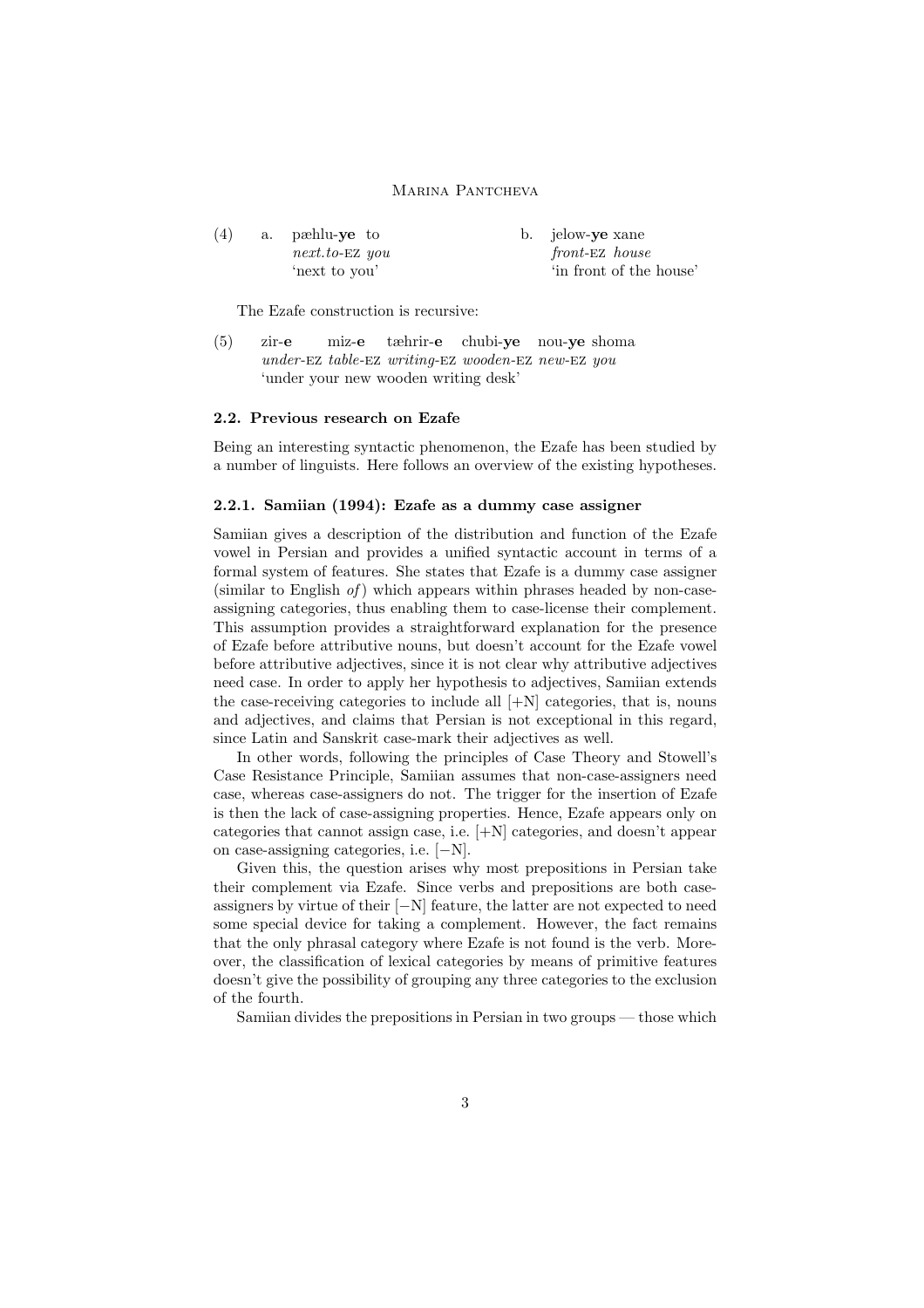(4) a. pæhlu-**ye** to
*next.to*-EZ *you*
'next to you'

b. jelow-**ye** xane
*front*-EZ *house*
'in front of the house'

The Ezafe construction is recursive:

(5) zir-**e** miz-**e** tæhrir-**e** chubi-**ye** nou-**ye** shoma
*under*-EZ *table*-EZ *writing*-EZ *wooden*-EZ *new*-EZ *you*
'under your new wooden writing desk'

### 2.2. Previous research on Ezafe

Being an interesting syntactic phenomenon, the Ezafe has been studied by a number of linguists. Here follows an overview of the existing hypotheses.

#### 2.2.1. Samiian (1994): Ezafe as a dummy case assigner

Samiian gives a description of the distribution and function of the Ezafe vowel in Persian and provides a unified syntactic account in terms of a formal system of features. She states that Ezafe is a dummy case assigner (similar to English *of*) which appears within phrases headed by non-case-assigning categories, thus enabling them to case-license their complement. This assumption provides a straightforward explanation for the presence of Ezafe before attributive nouns, but doesn't account for the Ezafe vowel before attributive adjectives, since it is not clear why attributive adjectives need case. In order to apply her hypothesis to adjectives, Samiian extends the case-receiving categories to include all [+N] categories, that is, nouns and adjectives, and claims that Persian is not exceptional in this regard, since Latin and Sanskrit case-mark their adjectives as well.

In other words, following the principles of Case Theory and Stowell's Case Resistance Principle, Samiian assumes that non-case-assigners need case, whereas case-assigners do not. The trigger for the insertion of Ezafe is then the lack of case-assigning properties. Hence, Ezafe appears only on categories that cannot assign case, i.e. [+N] categories, and doesn't appear on case-assigning categories, i.e. [−N].

Given this, the question arises why most prepositions in Persian take their complement via Ezafe. Since verbs and prepositions are both case-assigners by virtue of their [−N] feature, the latter are not expected to need some special device for taking a complement. However, the fact remains that the only phrasal category where Ezafe is not found is the verb. Moreover, the classification of lexical categories by means of primitive features doesn't give the possibility of grouping any three categories to the exclusion of the fourth.

Samiian divides the prepositions in Persian in two groups — those which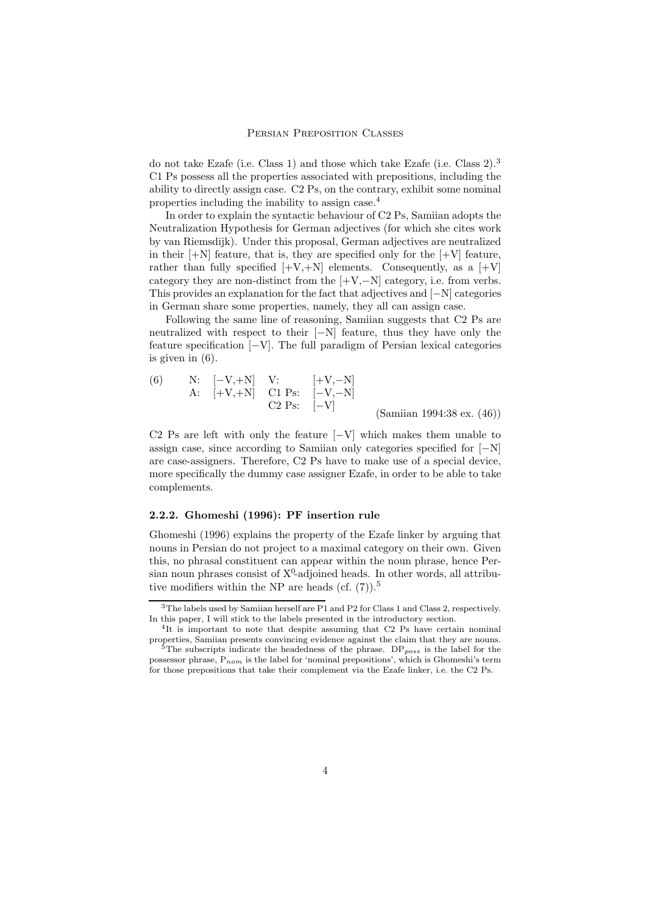do not take Ezafe (i.e. Class 1) and those which take Ezafe (i.e. Class 2).[3] C1 Ps possess all the properties associated with prepositions, including the ability to directly assign case. C2 Ps, on the contrary, exhibit some nominal properties including the inability to assign case.[4]

In order to explain the syntactic behaviour of C2 Ps, Samiian adopts the Neutralization Hypothesis for German adjectives (for which she cites work by van Riemsdijk). Under this proposal, German adjectives are neutralized in their [+N] feature, that is, they are specified only for the [+V] feature, rather than fully specified [+V,+N] elements. Consequently, as a [+V] category they are non-distinct from the [+V,−N] category, i.e. from verbs. This provides an explanation for the fact that adjectives and [−N] categories in German share some properties, namely, they all can assign case.

Following the same line of reasoning, Samiian suggests that C2 Ps are neutralized with respect to their [−N] feature, thus they have only the feature specification [−V]. The full paradigm of Persian lexical categories is given in (6).

(6)

| | | | |
|---|---|---|---|
| N: | [−V,+N] | V: | [+V,−N] |
| A: | [+V,+N] | C1 Ps: | [−V,−N] |
| | | C2 Ps: | [−V] |

(Samiian 1994:38 ex. (46))

C2 Ps are left with only the feature [−V] which makes them unable to assign case, since according to Samiian only categories specified for [−N] are case-assigners. Therefore, C2 Ps have to make use of a special device, more specifically the dummy case assigner Ezafe, in order to be able to take complements.

### 2.2.2. Ghomeshi (1996): PF insertion rule

Ghomeshi (1996) explains the property of the Ezafe linker by arguing that nouns in Persian do not project to a maximal category on their own. Given this, no phrasal constituent can appear within the noun phrase, hence Persian noun phrases consist of $X^0$-adjoined heads. In other words, all attributive modifiers within the NP are heads (cf. (7)).[5]

---

[3] The labels used by Samiian herself are P1 and P2 for Class 1 and Class 2, respectively. In this paper, I will stick to the labels presented in the introductory section.

[4] It is important to note that despite assuming that C2 Ps have certain nominal properties, Samiian presents convincing evidence against the claim that they are nouns.

[5] The subscripts indicate the headedness of the phrase. $DP_{poss}$ is the label for the possessor phrase, $P_{nom}$ is the label for 'nominal prepositions', which is Ghomeshi's term for those prepositions that take their complement via the Ezafe linker, i.e. the C2 Ps.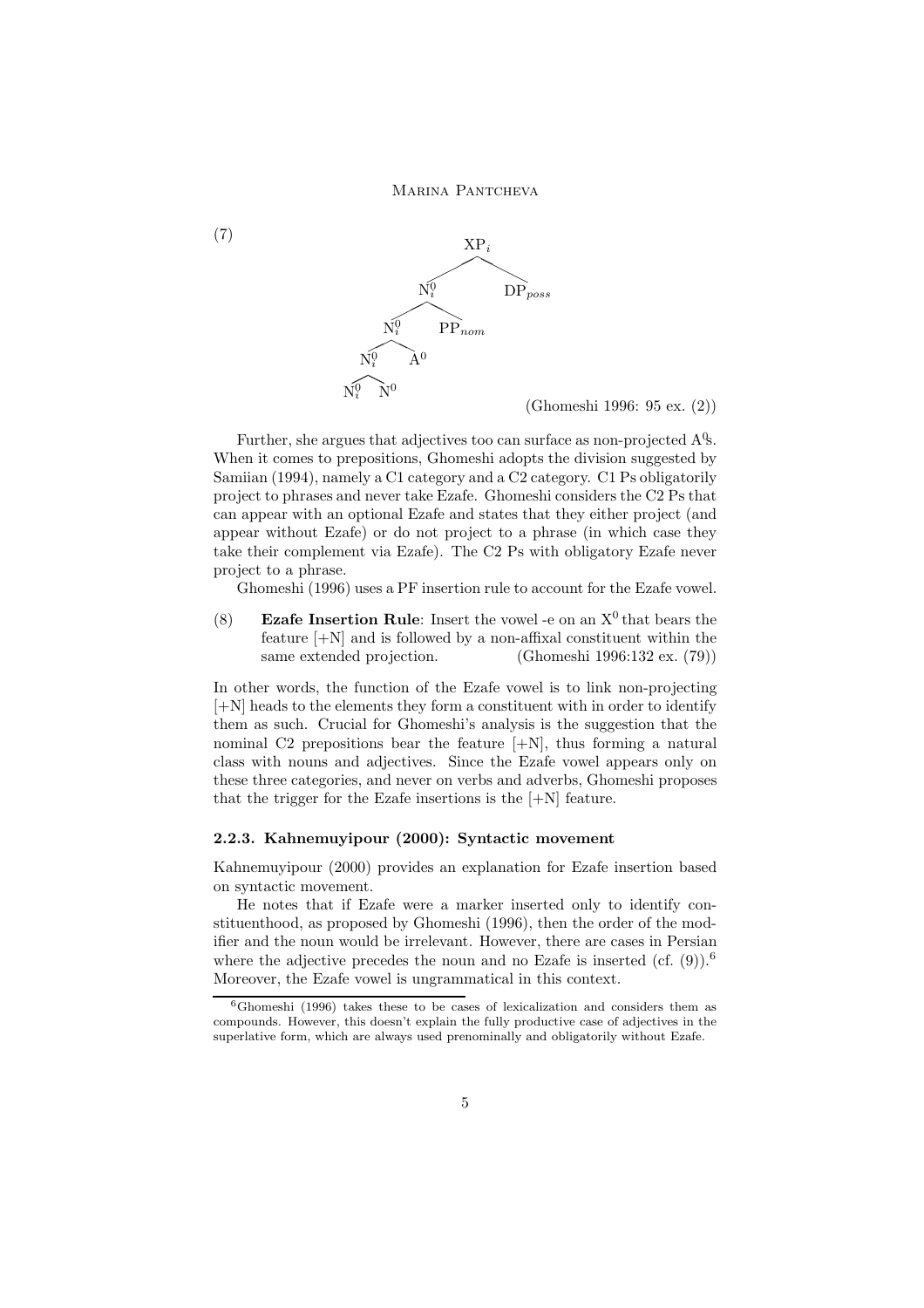(7)

```
                  XP_i
                /      \
             N^0_i      DP_poss
            /     \
         N^0_i    PP_nom
         /    \
      N^0_i   A^0
      /   \
   N^0_i  N^0
```

(Ghomeshi 1996: 95 ex. (2))

Further, she argues that adjectives too can surface as non-projected $A^0$s. When it comes to prepositions, Ghomeshi adopts the division suggested by Samiian (1994), namely a C1 category and a C2 category. C1 Ps obligatorily project to phrases and never take Ezafe. Ghomeshi considers the C2 Ps that can appear with an optional Ezafe and states that they either project (and appear without Ezafe) or do not project to a phrase (in which case they take their complement via Ezafe). The C2 Ps with obligatory Ezafe never project to a phrase.

Ghomeshi (1996) uses a PF insertion rule to account for the Ezafe vowel.

(8) **Ezafe Insertion Rule**: Insert the vowel -e on an $X^0$ that bears the feature [+N] and is followed by a non-affixal constituent within the same extended projection. (Ghomeshi 1996:132 ex. (79))

In other words, the function of the Ezafe vowel is to link non-projecting [+N] heads to the elements they form a constituent with in order to identify them as such. Crucial for Ghomeshi's analysis is the suggestion that the nominal C2 prepositions bear the feature [+N], thus forming a natural class with nouns and adjectives. Since the Ezafe vowel appears only on these three categories, and never on verbs and adverbs, Ghomeshi proposes that the trigger for the Ezafe insertions is the [+N] feature.

### 2.2.3. Kahnemuyipour (2000): Syntactic movement

Kahnemuyipour (2000) provides an explanation for Ezafe insertion based on syntactic movement.

He notes that if Ezafe were a marker inserted only to identify constituenthood, as proposed by Ghomeshi (1996), then the order of the modifier and the noun would be irrelevant. However, there are cases in Persian where the adjective precedes the noun and no Ezafe is inserted (cf. (9)).[6] Moreover, the Ezafe vowel is ungrammatical in this context.

[6] Ghomeshi (1996) takes these to be cases of lexicalization and considers them as compounds. However, this doesn't explain the fully productive case of adjectives in the superlative form, which are always used prenominally and obligatorily without Ezafe.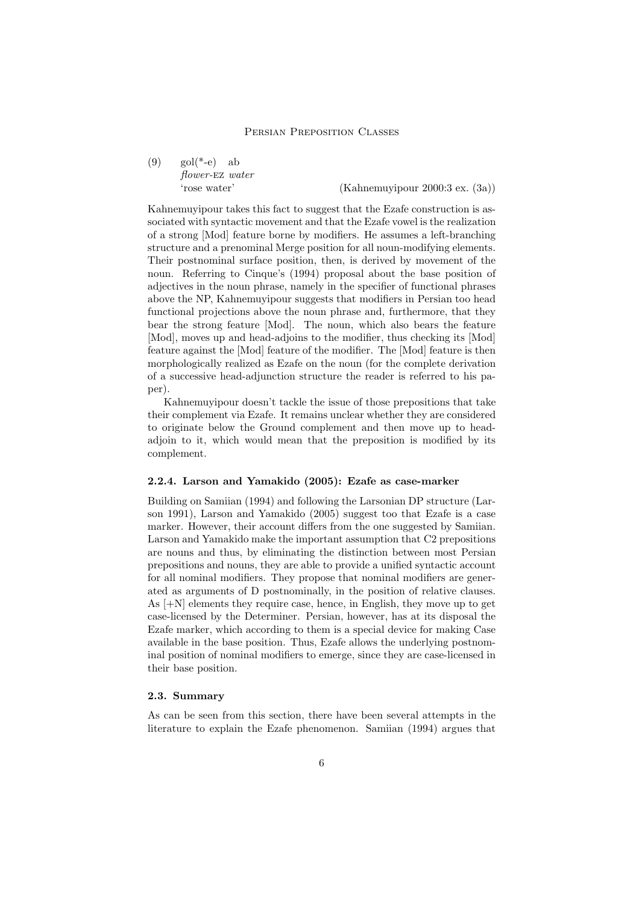(9) gol(*-e) ab
*flower*-EZ *water*
'rose water' (Kahnemuyipour 2000:3 ex. (3a))

Kahnemuyipour takes this fact to suggest that the Ezafe construction is associated with syntactic movement and that the Ezafe vowel is the realization of a strong [Mod] feature borne by modifiers. He assumes a left-branching structure and a prenominal Merge position for all noun-modifying elements. Their postnominal surface position, then, is derived by movement of the noun. Referring to Cinque's (1994) proposal about the base position of adjectives in the noun phrase, namely in the specifier of functional phrases above the NP, Kahnemuyipour suggests that modifiers in Persian too head functional projections above the noun phrase and, furthermore, that they bear the strong feature [Mod]. The noun, which also bears the feature [Mod], moves up and head-adjoins to the modifier, thus checking its [Mod] feature against the [Mod] feature of the modifier. The [Mod] feature is then morphologically realized as Ezafe on the noun (for the complete derivation of a successive head-adjunction structure the reader is referred to his paper).

Kahnemuyipour doesn't tackle the issue of those prepositions that take their complement via Ezafe. It remains unclear whether they are considered to originate below the Ground complement and then move up to head-adjoin to it, which would mean that the preposition is modified by its complement.

#### 2.2.4. Larson and Yamakido (2005): Ezafe as case-marker

Building on Samiian (1994) and following the Larsonian DP structure (Larson 1991), Larson and Yamakido (2005) suggest too that Ezafe is a case marker. However, their account differs from the one suggested by Samiian. Larson and Yamakido make the important assumption that C2 prepositions are nouns and thus, by eliminating the distinction between most Persian prepositions and nouns, they are able to provide a unified syntactic account for all nominal modifiers. They propose that nominal modifiers are generated as arguments of D postnominally, in the position of relative clauses. As [+N] elements they require case, hence, in English, they move up to get case-licensed by the Determiner. Persian, however, has at its disposal the Ezafe marker, which according to them is a special device for making Case available in the base position. Thus, Ezafe allows the underlying postnominal position of nominal modifiers to emerge, since they are case-licensed in their base position.

### 2.3. Summary

As can be seen from this section, there have been several attempts in the literature to explain the Ezafe phenomenon. Samiian (1994) argues that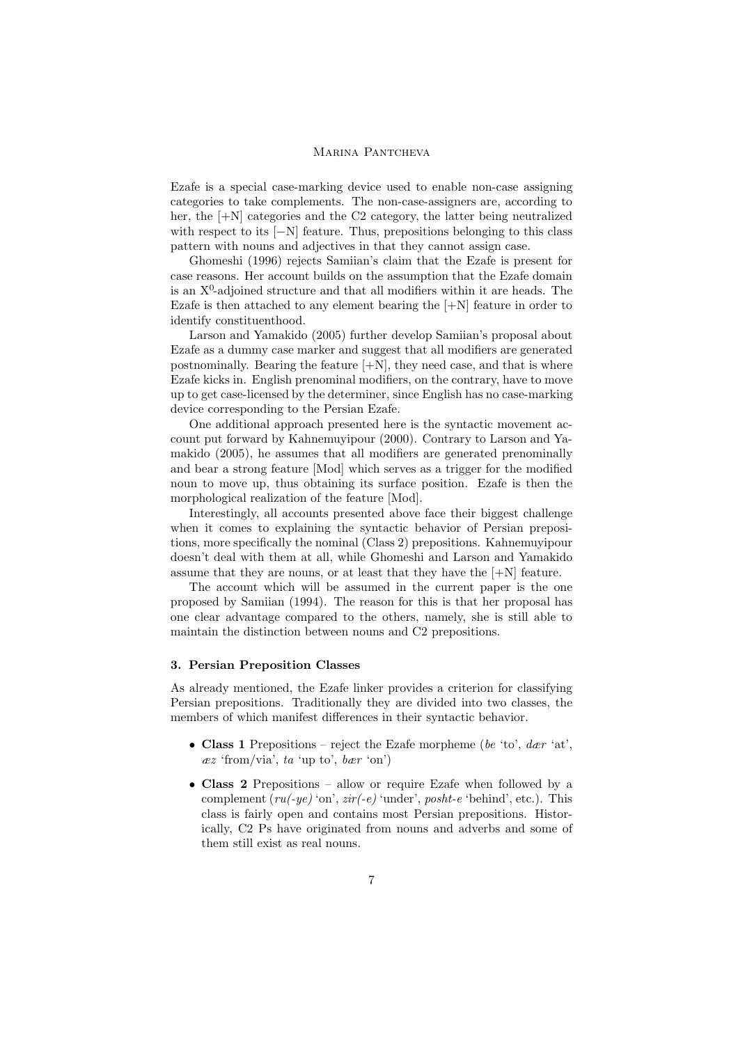Ezafe is a special case-marking device used to enable non-case assigning categories to take complements. The non-case-assigners are, according to her, the [+N] categories and the C2 category, the latter being neutralized with respect to its [−N] feature. Thus, prepositions belonging to this class pattern with nouns and adjectives in that they cannot assign case.

Ghomeshi (1996) rejects Samiian's claim that the Ezafe is present for case reasons. Her account builds on the assumption that the Ezafe domain is an $X^0$-adjoined structure and that all modifiers within it are heads. The Ezafe is then attached to any element bearing the [+N] feature in order to identify constituenthood.

Larson and Yamakido (2005) further develop Samiian's proposal about Ezafe as a dummy case marker and suggest that all modifiers are generated postnominally. Bearing the feature [+N], they need case, and that is where Ezafe kicks in. English prenominal modifiers, on the contrary, have to move up to get case-licensed by the determiner, since English has no case-marking device corresponding to the Persian Ezafe.

One additional approach presented here is the syntactic movement account put forward by Kahnemuyipour (2000). Contrary to Larson and Yamakido (2005), he assumes that all modifiers are generated prenominally and bear a strong feature [Mod] which serves as a trigger for the modified noun to move up, thus obtaining its surface position. Ezafe is then the morphological realization of the feature [Mod].

Interestingly, all accounts presented above face their biggest challenge when it comes to explaining the syntactic behavior of Persian prepositions, more specifically the nominal (Class 2) prepositions. Kahnemuyipour doesn't deal with them at all, while Ghomeshi and Larson and Yamakido assume that they are nouns, or at least that they have the [+N] feature.

The account which will be assumed in the current paper is the one proposed by Samiian (1994). The reason for this is that her proposal has one clear advantage compared to the others, namely, she is still able to maintain the distinction between nouns and C2 prepositions.

### 3. Persian Preposition Classes

As already mentioned, the Ezafe linker provides a criterion for classifying Persian prepositions. Traditionally they are divided into two classes, the members of which manifest differences in their syntactic behavior.

- **Class 1** Prepositions – reject the Ezafe morpheme (*be* 'to', *dær* 'at', *æz* 'from/via', *ta* 'up to', *bær* 'on')
- **Class 2** Prepositions – allow or require Ezafe when followed by a complement (*ru(-ye)* 'on', *zir(-e)* 'under', *posht-e* 'behind', etc.). This class is fairly open and contains most Persian prepositions. Historically, C2 Ps have originated from nouns and adverbs and some of them still exist as real nouns.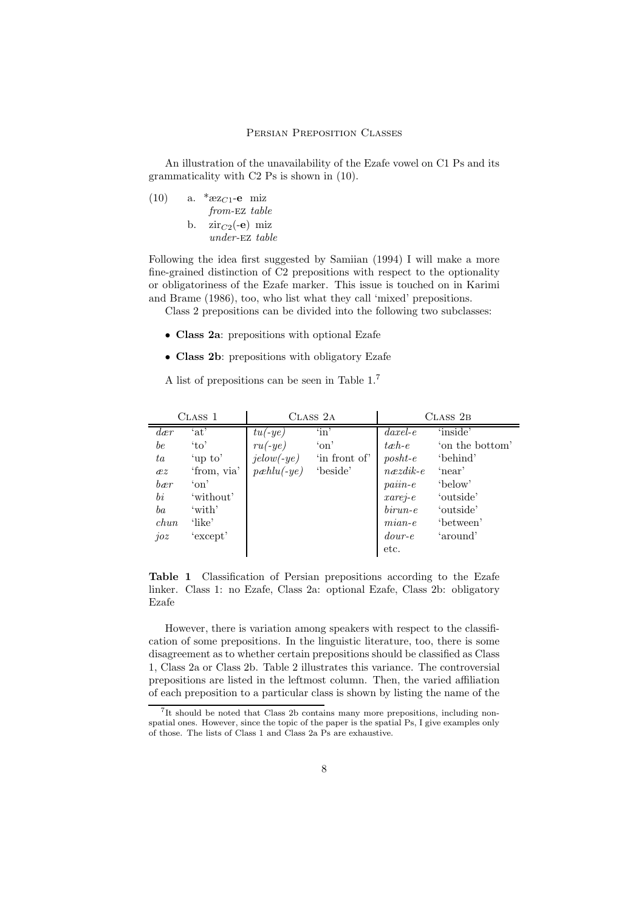An illustration of the unavailability of the Ezafe vowel on C1 Ps and its grammaticality with C2 Ps is shown in (10).

(10) a. *æz$_{C1}$-**e** miz
*from*-EZ *table*

b. zir$_{C2}$(-**e**) miz
*under*-EZ *table*

Following the idea first suggested by Samiian (1994) I will make a more fine-grained distinction of C2 prepositions with respect to the optionality or obligatoriness of the Ezafe marker. This issue is touched on in Karimi and Brame (1986), too, who list what they call 'mixed' prepositions.

Class 2 prepositions can be divided into the following two subclasses:

- **Class 2a**: prepositions with optional Ezafe
- **Class 2b**: prepositions with obligatory Ezafe

A list of prepositions can be seen in Table 1.[7]

| Class 1 | | Class 2a | | Class 2b | |
|---|---|---|---|---|---|
| *dær* | 'at' | *tu(-ye)* | 'in' | *daxel-e* | 'inside' |
| *be* | 'to' | *ru(-ye)* | 'on' | *tæh-e* | 'on the bottom' |
| *ta* | 'up to' | *jelow(-ye)* | 'in front of' | *posht-e* | 'behind' |
| *æz* | 'from, via' | *pæhlu(-ye)* | 'beside' | *næzdik-e* | 'near' |
| *bær* | 'on' | | | *paiin-e* | 'below' |
| *bi* | 'without' | | | *xarej-e* | 'outside' |
| *ba* | 'with' | | | *birun-e* | 'outside' |
| *chun* | 'like' | | | *mian-e* | 'between' |
| *joz* | 'except' | | | *dour-e* | 'around' |
| | | | | etc. | |

**Table 1** Classification of Persian prepositions according to the Ezafe linker. Class 1: no Ezafe, Class 2a: optional Ezafe, Class 2b: obligatory Ezafe

However, there is variation among speakers with respect to the classification of some prepositions. In the linguistic literature, too, there is some disagreement as to whether certain prepositions should be classified as Class 1, Class 2a or Class 2b. Table 2 illustrates this variance. The controversial prepositions are listed in the leftmost column. Then, the varied affiliation of each preposition to a particular class is shown by listing the name of the

[7] It should be noted that Class 2b contains many more prepositions, including non-spatial ones. However, since the topic of the paper is the spatial Ps, I give examples only of those. The lists of Class 1 and Class 2a Ps are exhaustive.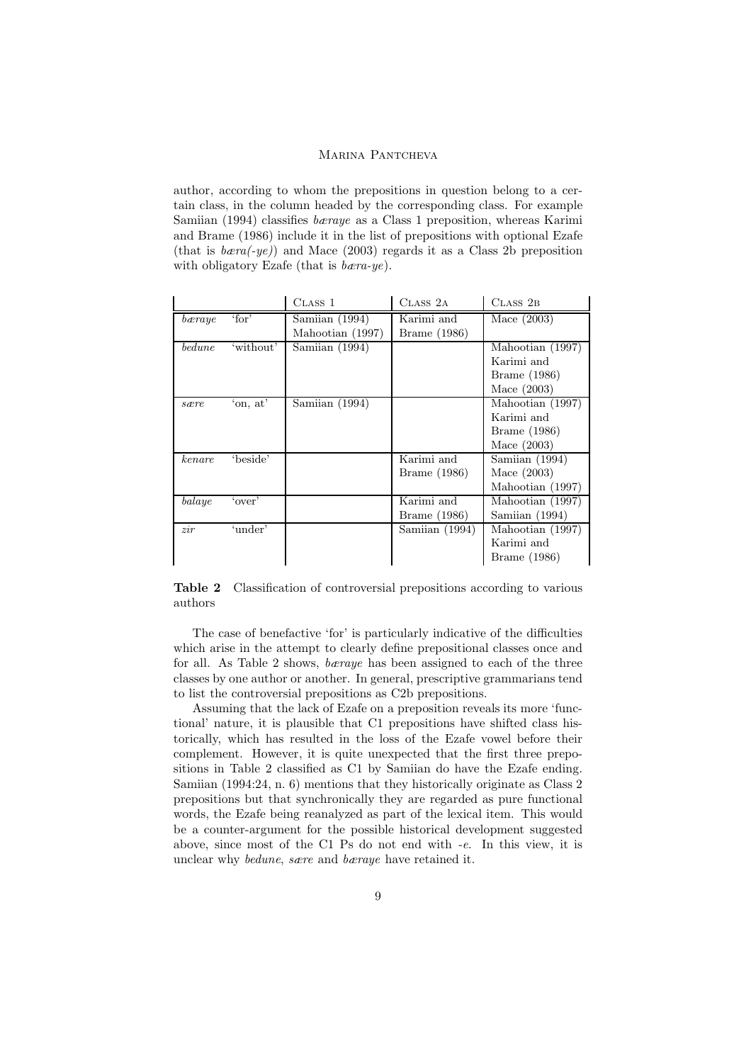author, according to whom the prepositions in question belong to a certain class, in the column headed by the corresponding class. For example Samiian (1994) classifies *bæraye* as a Class 1 preposition, whereas Karimi and Brame (1986) include it in the list of prepositions with optional Ezafe (that is *bæra(-ye)*) and Mace (2003) regards it as a Class 2b preposition with obligatory Ezafe (that is *bæra-ye*).

| | | Class 1 | Class 2a | Class 2b |
|---|---|---|---|---|
| *bæraye* | 'for' | Samiian (1994) Mahootian (1997) | Karimi and Brame (1986) | Mace (2003) |
| *bedune* | 'without' | Samiian (1994) | | Mahootian (1997) Karimi and Brame (1986) Mace (2003) |
| *sære* | 'on, at' | Samiian (1994) | | Mahootian (1997) Karimi and Brame (1986) Mace (2003) |
| *kenare* | 'beside' | | Karimi and Brame (1986) | Samiian (1994) Mace (2003) Mahootian (1997) |
| *balaye* | 'over' | | Karimi and Brame (1986) | Mahootian (1997) Samiian (1994) |
| *zir* | 'under' | | Samiian (1994) | Mahootian (1997) Karimi and Brame (1986) |

**Table 2** Classification of controversial prepositions according to various authors

The case of benefactive 'for' is particularly indicative of the difficulties which arise in the attempt to clearly define prepositional classes once and for all. As Table 2 shows, *bæraye* has been assigned to each of the three classes by one author or another. In general, prescriptive grammarians tend to list the controversial prepositions as C2b prepositions.

Assuming that the lack of Ezafe on a preposition reveals its more 'functional' nature, it is plausible that C1 prepositions have shifted class historically, which has resulted in the loss of the Ezafe vowel before their complement. However, it is quite unexpected that the first three prepositions in Table 2 classified as C1 by Samiian do have the Ezafe ending. Samiian (1994:24, n. 6) mentions that they historically originate as Class 2 prepositions but that synchronically they are regarded as pure functional words, the Ezafe being reanalyzed as part of the lexical item. This would be a counter-argument for the possible historical development suggested above, since most of the C1 Ps do not end with *-e*. In this view, it is unclear why *bedune*, *sære* and *bæraye* have retained it.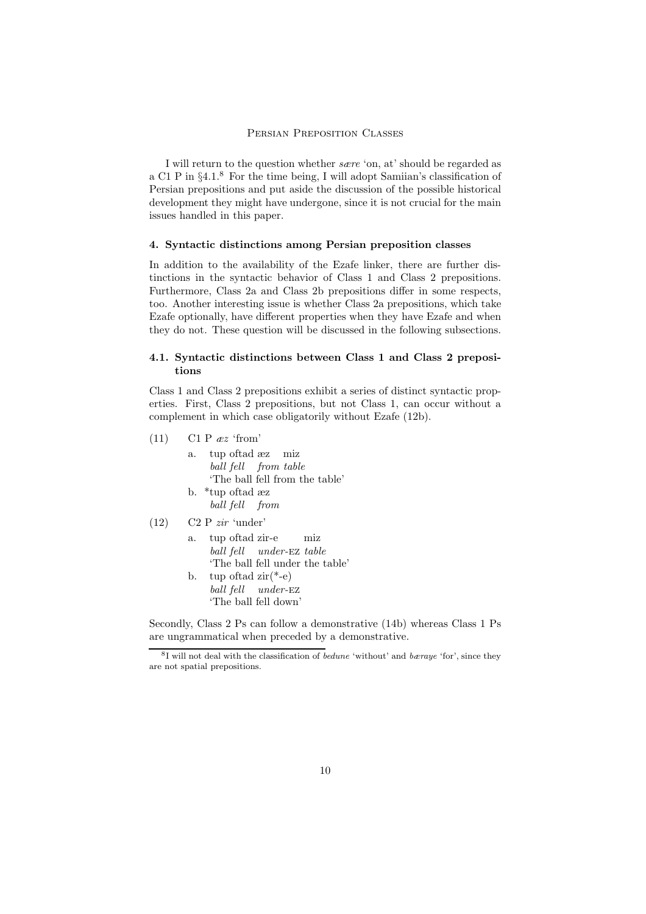I will return to the question whether *sære* 'on, at' should be regarded as a C1 P in §4.1.[8] For the time being, I will adopt Samiian's classification of Persian prepositions and put aside the discussion of the possible historical development they might have undergone, since it is not crucial for the main issues handled in this paper.

### 4. Syntactic distinctions among Persian preposition classes

In addition to the availability of the Ezafe linker, there are further distinctions in the syntactic behavior of Class 1 and Class 2 prepositions. Furthermore, Class 2a and Class 2b prepositions differ in some respects, too. Another interesting issue is whether Class 2a prepositions, which take Ezafe optionally, have different properties when they have Ezafe and when they do not. These question will be discussed in the following subsections.

#### 4.1. Syntactic distinctions between Class 1 and Class 2 prepositions

Class 1 and Class 2 prepositions exhibit a series of distinct syntactic properties. First, Class 2 prepositions, but not Class 1, can occur without a complement in which case obligatorily without Ezafe (12b).

(11) C1 P *æz* 'from'

a. tup oftad æz miz
*ball fell from table*
'The ball fell from the table'

b. *tup oftad æz
*ball fell from*

(12) C2 P *zir* 'under'

a. tup oftad zir-e miz
*ball fell under*-EZ *table*
'The ball fell under the table'

b. tup oftad zir(*-e)
*ball fell under*-EZ
'The ball fell down'

Secondly, Class 2 Ps can follow a demonstrative (14b) whereas Class 1 Ps are ungrammatical when preceded by a demonstrative.

[8] I will not deal with the classification of *bedune* 'without' and *bæraye* 'for', since they are not spatial prepositions.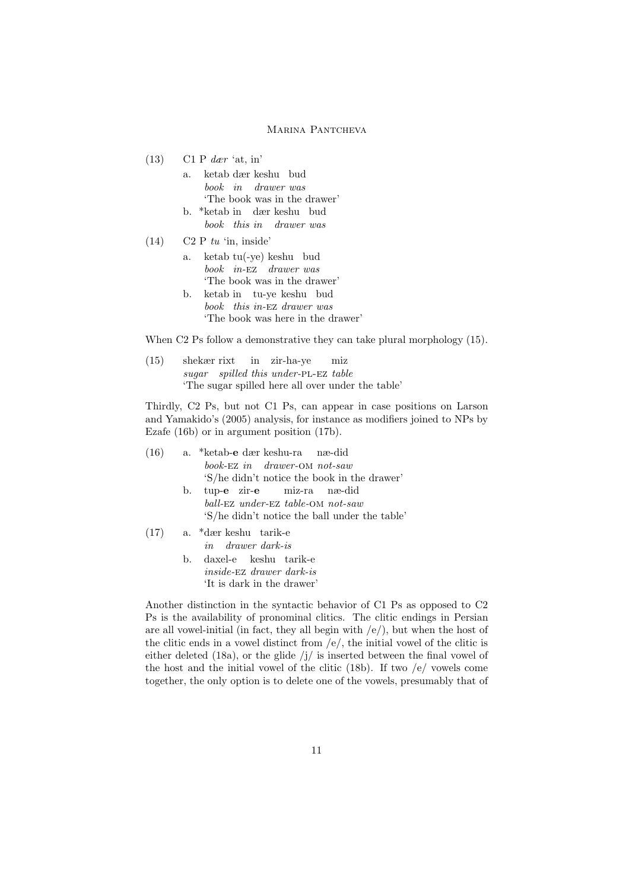(13) C1 P *dær* 'at, in'

a. ketab dær keshu bud
   *book in drawer was*
   'The book was in the drawer'

b. \*ketab in dær keshu bud
   *book this in drawer was*

(14) C2 P *tu* 'in, inside'

a. ketab tu(-ye) keshu bud
   *book in-*EZ *drawer was*
   'The book was in the drawer'

b. ketab in tu-ye keshu bud
   *book this in-*EZ *drawer was*
   'The book was here in the drawer'

When C2 Ps follow a demonstrative they can take plural morphology (15).

(15) shekær rixt in zir-ha-ye miz
   *sugar spilled this under-*PL-EZ *table*
   'The sugar spilled here all over under the table'

Thirdly, C2 Ps, but not C1 Ps, can appear in case positions on Larson and Yamakido's (2005) analysis, for instance as modifiers joined to NPs by Ezafe (16b) or in argument position (17b).

(16) a. \*ketab-**e** dær keshu-ra næ-did
   *book-*EZ *in drawer-*OM *not-saw*
   'S/he didn't notice the book in the drawer'

b. tup-**e** zir-**e** miz-ra næ-did
   *ball-*EZ *under-*EZ *table-*OM *not-saw*
   'S/he didn't notice the ball under the table'

(17) a. \*dær keshu tarik-e
   *in drawer dark-is*

b. daxel-e keshu tarik-e
   *inside-*EZ *drawer dark-is*
   'It is dark in the drawer'

Another distinction in the syntactic behavior of C1 Ps as opposed to C2 Ps is the availability of pronominal clitics. The clitic endings in Persian are all vowel-initial (in fact, they all begin with /e/), but when the host of the clitic ends in a vowel distinct from /e/, the initial vowel of the clitic is either deleted (18a), or the glide /j/ is inserted between the final vowel of the host and the initial vowel of the clitic (18b). If two /e/ vowels come together, the only option is to delete one of the vowels, presumably that of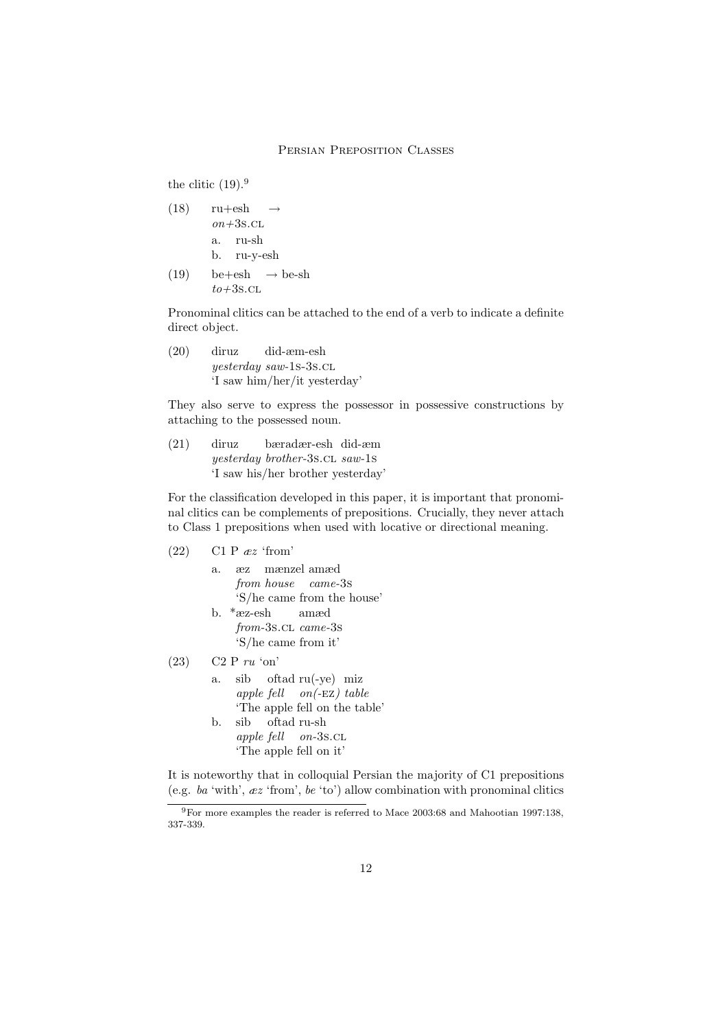the clitic (19).[9]

(18) ru+esh →
*on*+3S.CL

a. ru-sh

b. ru-y-esh

(19) be+esh → be-sh
*to*+3S.CL

Pronominal clitics can be attached to the end of a verb to indicate a definite direct object.

(20) diruz did-æm-esh
*yesterday saw*-1S-3S.CL
'I saw him/her/it yesterday'

They also serve to express the possessor in possessive constructions by attaching to the possessed noun.

(21) diruz bæradær-esh did-æm
*yesterday brother*-3S.CL *saw*-1S
'I saw his/her brother yesterday'

For the classification developed in this paper, it is important that pronominal clitics can be complements of prepositions. Crucially, they never attach to Class 1 prepositions when used with locative or directional meaning.

(22) C1 P *æz* 'from'

a. æz mænzel amæd
*from house came*-3S
'S/he came from the house'

b. *æz-esh amæd
*from*-3S.CL *came*-3S
'S/he came from it'

(23) C2 P *ru* 'on'

a. sib oftad ru(-ye) miz
*apple fell on(*-EZ*) table*
'The apple fell on the table'

b. sib oftad ru-sh
*apple fell on*-3S.CL
'The apple fell on it'

It is noteworthy that in colloquial Persian the majority of C1 prepositions (e.g. *ba* 'with', *æz* 'from', *be* 'to') allow combination with pronominal clitics

[9] For more examples the reader is referred to Mace 2003:68 and Mahootian 1997:138, 337-339.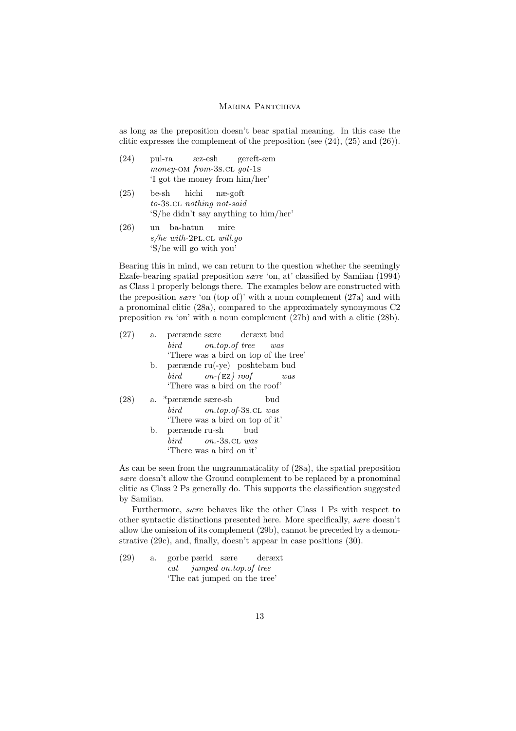as long as the preposition doesn't bear spatial meaning. In this case the clitic expresses the complement of the preposition (see (24), (25) and (26)).

(24) pul-ra æz-esh gereft-æm
*money*-OM *from*-3S.CL *got*-1S
'I got the money from him/her'

(25) be-sh hichi næ-goft
*to*-3S.CL *nothing not-said*
'S/he didn't say anything to him/her'

(26) un ba-hatun mire
*s/he with*-2PL.CL *will.go*
'S/he will go with you'

Bearing this in mind, we can return to the question whether the seemingly Ezafe-bearing spatial preposition *sære* 'on, at' classified by Samiian (1994) as Class 1 properly belongs there. The examples below are constructed with the preposition *sære* 'on (top of)' with a noun complement (27a) and with a pronominal clitic (28a), compared to the approximately synonymous C2 preposition *ru* 'on' with a noun complement (27b) and with a clitic (28b).

(27) a. pærænde sære deræxt bud
*bird on.top.of tree was*
'There was a bird on top of the tree'

b. pærænde ru(-ye) poshtebam bud
*bird on-(*EZ*) roof was*
'There was a bird on the roof'

(28) a. \*pærænde sære-sh bud
*bird on.top.of*-3S.CL *was*
'There was a bird on top of it'

b. pærænde ru-sh bud
*bird on.*-3S.CL *was*
'There was a bird on it'

As can be seen from the ungrammaticality of (28a), the spatial preposition *sære* doesn't allow the Ground complement to be replaced by a pronominal clitic as Class 2 Ps generally do. This supports the classification suggested by Samiian.

Furthermore, *sære* behaves like the other Class 1 Ps with respect to other syntactic distinctions presented here. More specifically, *sære* doesn't allow the omission of its complement (29b), cannot be preceded by a demonstrative (29c), and, finally, doesn't appear in case positions (30).

(29) a. gorbe pærid sære deræxt
*cat jumped on.top.of tree*
'The cat jumped on the tree'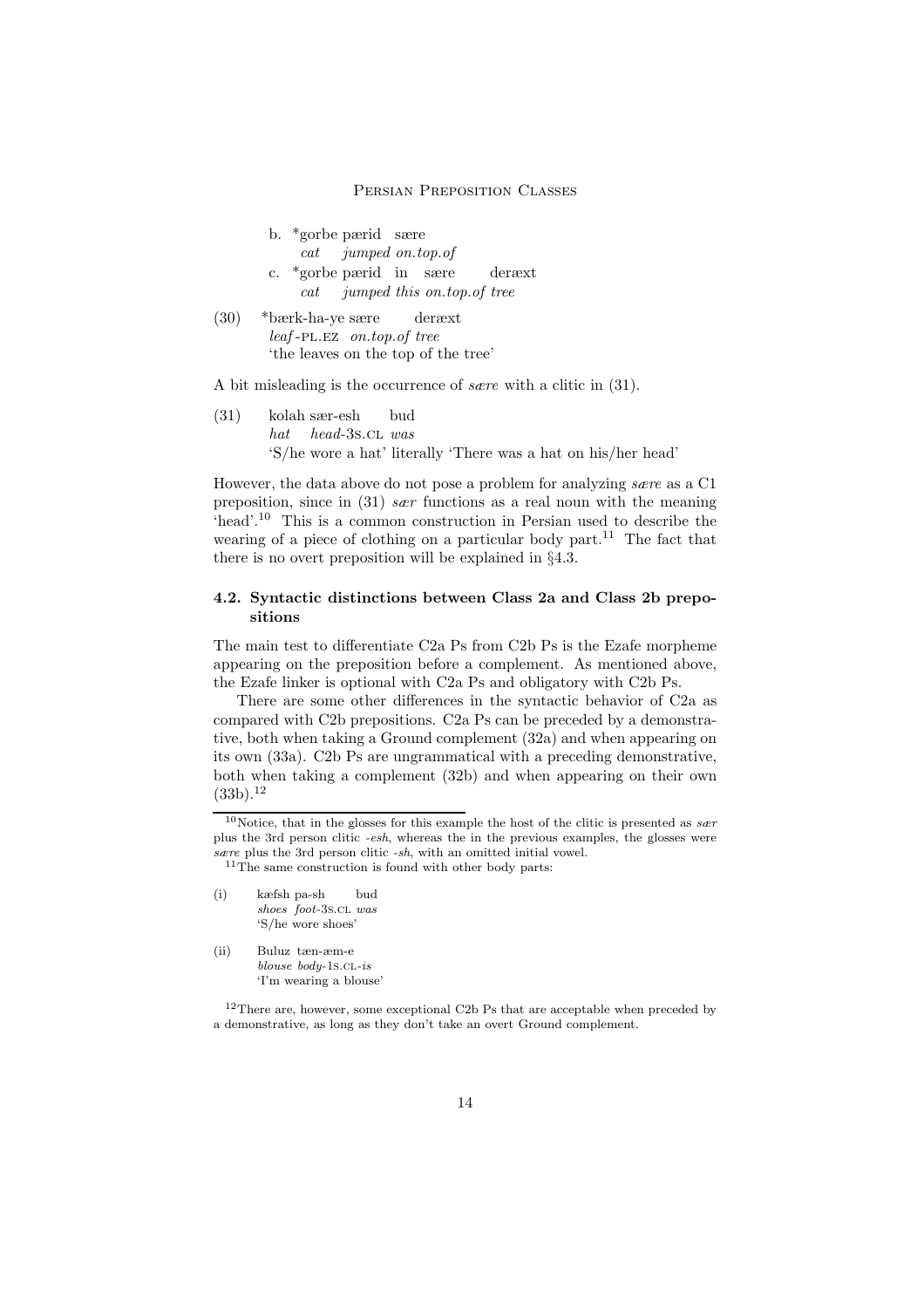b. \*gorbe pærid sære
   *cat jumped on.top.of*

c. \*gorbe pærid in sære deræxt
   *cat jumped this on.top.of tree*

(30) \*bærk-ha-ye sære deræxt
   *leaf*-PL.EZ *on.top.of tree*
   'the leaves on the top of the tree'

A bit misleading is the occurrence of *sære* with a clitic in (31).

(31) kolah sær-esh bud
   *hat head*-3S.CL *was*
   'S/he wore a hat' literally 'There was a hat on his/her head'

However, the data above do not pose a problem for analyzing *sære* as a C1 preposition, since in (31) *sær* functions as a real noun with the meaning 'head'.[10] This is a common construction in Persian used to describe the wearing of a piece of clothing on a particular body part.[11] The fact that there is no overt preposition will be explained in §4.3.

### 4.2. Syntactic distinctions between Class 2a and Class 2b prepositions

The main test to differentiate C2a Ps from C2b Ps is the Ezafe morpheme appearing on the preposition before a complement. As mentioned above, the Ezafe linker is optional with C2a Ps and obligatory with C2b Ps.

There are some other differences in the syntactic behavior of C2a as compared with C2b prepositions. C2a Ps can be preceded by a demonstrative, both when taking a Ground complement (32a) and when appearing on its own (33a). C2b Ps are ungrammatical with a preceding demonstrative, both when taking a complement (32b) and when appearing on their own (33b).[12]

---

[10] Notice, that in the glosses for this example the host of the clitic is presented as *sær* plus the 3rd person clitic *-esh*, whereas the in the previous examples, the glosses were *sære* plus the 3rd person clitic *-sh*, with an omitted initial vowel.

[11] The same construction is found with other body parts:

(i) kæfsh pa-sh bud
   *shoes foot*-3S.CL *was*
   'S/he wore shoes'

(ii) Buluz tæn-æm-e
   *blouse body*-1S.CL-*is*
   'I'm wearing a blouse'

[12] There are, however, some exceptional C2b Ps that are acceptable when preceded by a demonstrative, as long as they don't take an overt Ground complement.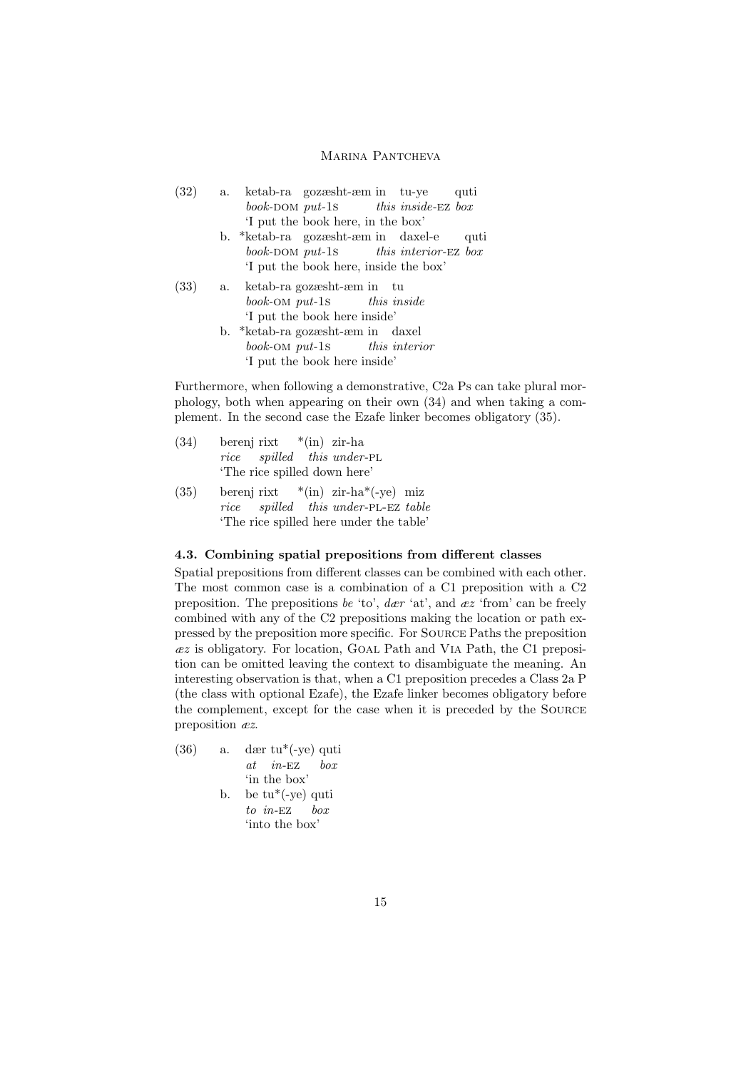(32) a. ketab-ra gozæsht-æm in tu-ye quti
*book*-DOM *put*-1S *this inside*-EZ *box*
'I put the book here, in the box'

b. *ketab-ra gozæsht-æm in daxel-e quti
*book*-DOM *put*-1S *this interior*-EZ *box*
'I put the book here, inside the box'

(33) a. ketab-ra gozæsht-æm in tu
*book*-OM *put*-1S *this inside*
'I put the book here inside'

b. *ketab-ra gozæsht-æm in daxel
*book*-OM *put*-1S *this interior*
'I put the book here inside'

Furthermore, when following a demonstrative, C2a Ps can take plural morphology, both when appearing on their own (34) and when taking a complement. In the second case the Ezafe linker becomes obligatory (35).

(34) berenj rixt *(in) zir-ha
*rice spilled this under*-PL
'The rice spilled down here'

(35) berenj rixt *(in) zir-ha*(-ye) miz
*rice spilled this under*-PL-EZ *table*
'The rice spilled here under the table'

### 4.3. Combining spatial prepositions from different classes

Spatial prepositions from different classes can be combined with each other. The most common case is a combination of a C1 preposition with a C2 preposition. The prepositions *be* 'to', *dær* 'at', and *æz* 'from' can be freely combined with any of the C2 prepositions making the location or path expressed by the preposition more specific. For SOURCE Paths the preposition *æz* is obligatory. For location, GOAL Path and VIA Path, the C1 preposition can be omitted leaving the context to disambiguate the meaning. An interesting observation is that, when a C1 preposition precedes a Class 2a P (the class with optional Ezafe), the Ezafe linker becomes obligatory before the complement, except for the case when it is preceded by the SOURCE preposition *æz*.

(36) a. dær tu*(-ye) quti
*at in*-EZ *box*
'in the box'

b. be tu*(-ye) quti
*to in*-EZ *box*
'into the box'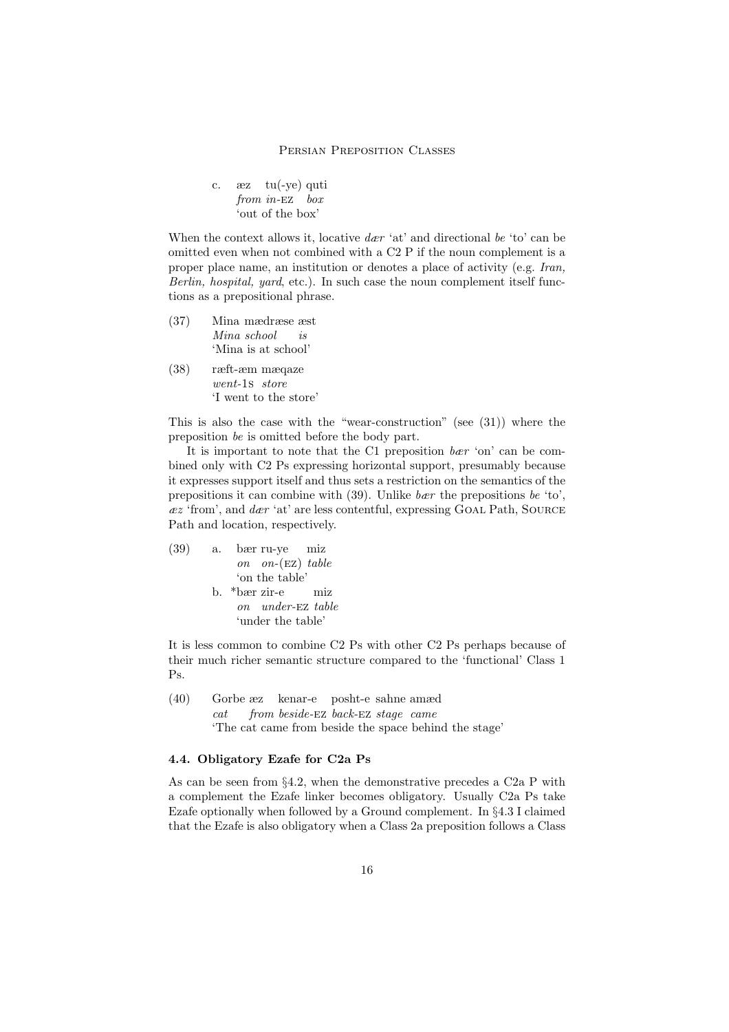c. æz tu(-ye) quti
*from in*-EZ *box*
'out of the box'

When the context allows it, locative *dær* 'at' and directional *be* 'to' can be omitted even when not combined with a C2 P if the noun complement is a proper place name, an institution or denotes a place of activity (e.g. *Iran, Berlin, hospital, yard*, etc.). In such case the noun complement itself functions as a prepositional phrase.

(37) Mina mædræse æst
*Mina school is*
'Mina is at school'

(38) ræft-æm mæqaze
*went*-1S *store*
'I went to the store'

This is also the case with the "wear-construction" (see (31)) where the preposition *be* is omitted before the body part.

It is important to note that the C1 preposition *bær* 'on' can be combined only with C2 Ps expressing horizontal support, presumably because it expresses support itself and thus sets a restriction on the semantics of the prepositions it can combine with (39). Unlike *bær* the prepositions *be* 'to', *æz* 'from', and *dær* 'at' are less contentful, expressing GOAL Path, SOURCE Path and location, respectively.

(39) a. bær ru-ye miz
*on on*-(EZ) *table*
'on the table'

b. *bær zir-e miz
*on under*-EZ *table*
'under the table'

It is less common to combine C2 Ps with other C2 Ps perhaps because of their much richer semantic structure compared to the 'functional' Class 1 Ps.

(40) Gorbe æz kenar-e posht-e sahne amæd
*cat from beside*-EZ *back*-EZ *stage came*
'The cat came from beside the space behind the stage'

### 4.4. Obligatory Ezafe for C2a Ps

As can be seen from §4.2, when the demonstrative precedes a C2a P with a complement the Ezafe linker becomes obligatory. Usually C2a Ps take Ezafe optionally when followed by a Ground complement. In §4.3 I claimed that the Ezafe is also obligatory when a Class 2a preposition follows a Class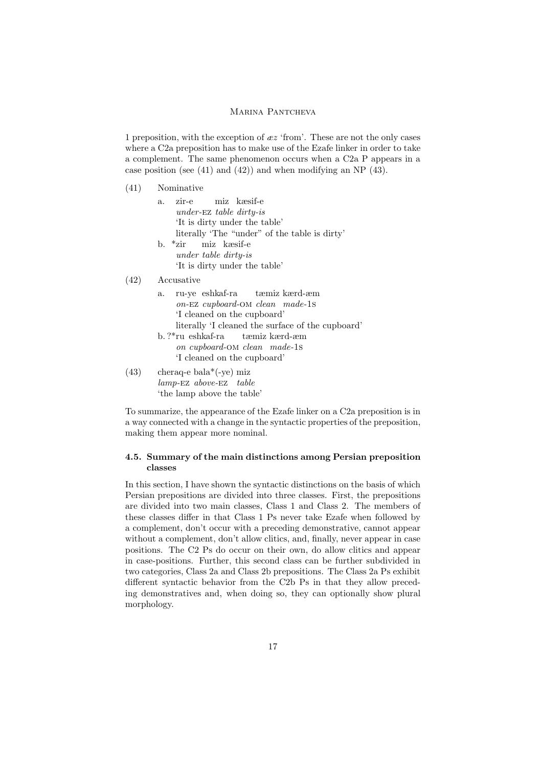1 preposition, with the exception of *æz* 'from'. These are not the only cases where a C2a preposition has to make use of the Ezafe linker in order to take a complement. The same phenomenon occurs when a C2a P appears in a case position (see (41) and (42)) and when modifying an NP (43).

(41) Nominative

a. zir-e miz kæsif-e
*under*-EZ *table dirty-is*
'It is dirty under the table'
literally 'The "under" of the table is dirty'

b. *zir miz kæsif-e
*under table dirty-is*
'It is dirty under the table'

(42) Accusative

a. ru-ye eshkaf-ra tæmiz kærd-æm
*on*-EZ *cupboard*-OM *clean made*-1S
'I cleaned on the cupboard'
literally 'I cleaned the surface of the cupboard'

b. ?*ru eshkaf-ra tæmiz kærd-æm
*on cupboard*-OM *clean made*-1S
'I cleaned on the cupboard'

(43) cheraq-e bala*(-ye) miz
*lamp*-EZ *above*-EZ *table*
'the lamp above the table'

To summarize, the appearance of the Ezafe linker on a C2a preposition is in a way connected with a change in the syntactic properties of the preposition, making them appear more nominal.

### 4.5. Summary of the main distinctions among Persian preposition classes

In this section, I have shown the syntactic distinctions on the basis of which Persian prepositions are divided into three classes. First, the prepositions are divided into two main classes, Class 1 and Class 2. The members of these classes differ in that Class 1 Ps never take Ezafe when followed by a complement, don't occur with a preceding demonstrative, cannot appear without a complement, don't allow clitics, and, finally, never appear in case positions. The C2 Ps do occur on their own, do allow clitics and appear in case-positions. Further, this second class can be further subdivided in two categories, Class 2a and Class 2b prepositions. The Class 2a Ps exhibit different syntactic behavior from the C2b Ps in that they allow preceding demonstratives and, when doing so, they can optionally show plural morphology.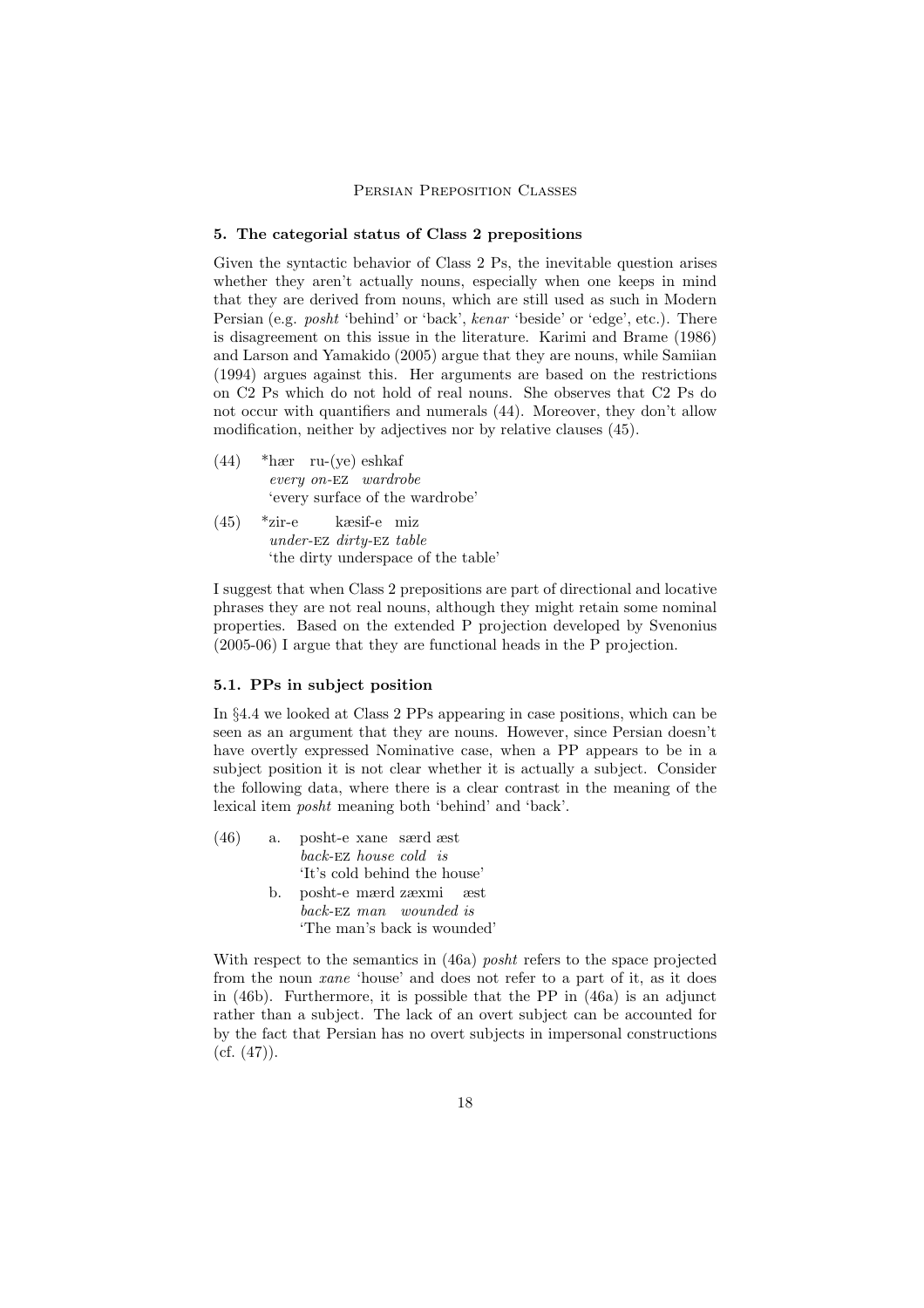## 5. The categorial status of Class 2 prepositions

Given the syntactic behavior of Class 2 Ps, the inevitable question arises whether they aren't actually nouns, especially when one keeps in mind that they are derived from nouns, which are still used as such in Modern Persian (e.g. *posht* 'behind' or 'back', *kenar* 'beside' or 'edge', etc.). There is disagreement on this issue in the literature. Karimi and Brame (1986) and Larson and Yamakido (2005) argue that they are nouns, while Samiian (1994) argues against this. Her arguments are based on the restrictions on C2 Ps which do not hold of real nouns. She observes that C2 Ps do not occur with quantifiers and numerals (44). Moreover, they don't allow modification, neither by adjectives nor by relative clauses (45).

(44) \*hær ru-(ye) eshkaf
*every on*-EZ *wardrobe*
'every surface of the wardrobe'

(45) \*zir-e kæsif-e miz
*under*-EZ *dirty*-EZ *table*
'the dirty underspace of the table'

I suggest that when Class 2 prepositions are part of directional and locative phrases they are not real nouns, although they might retain some nominal properties. Based on the extended P projection developed by Svenonius (2005-06) I argue that they are functional heads in the P projection.

### 5.1. PPs in subject position

In §4.4 we looked at Class 2 PPs appearing in case positions, which can be seen as an argument that they are nouns. However, since Persian doesn't have overtly expressed Nominative case, when a PP appears to be in a subject position it is not clear whether it is actually a subject. Consider the following data, where there is a clear contrast in the meaning of the lexical item *posht* meaning both 'behind' and 'back'.

(46) a. posht-e xane særd æst
*back*-EZ *house cold is*
'It's cold behind the house'

b. posht-e mærd zæxmi æst
*back*-EZ *man wounded is*
'The man's back is wounded'

With respect to the semantics in (46a) *posht* refers to the space projected from the noun *xane* 'house' and does not refer to a part of it, as it does in (46b). Furthermore, it is possible that the PP in (46a) is an adjunct rather than a subject. The lack of an overt subject can be accounted for by the fact that Persian has no overt subjects in impersonal constructions (cf. (47)).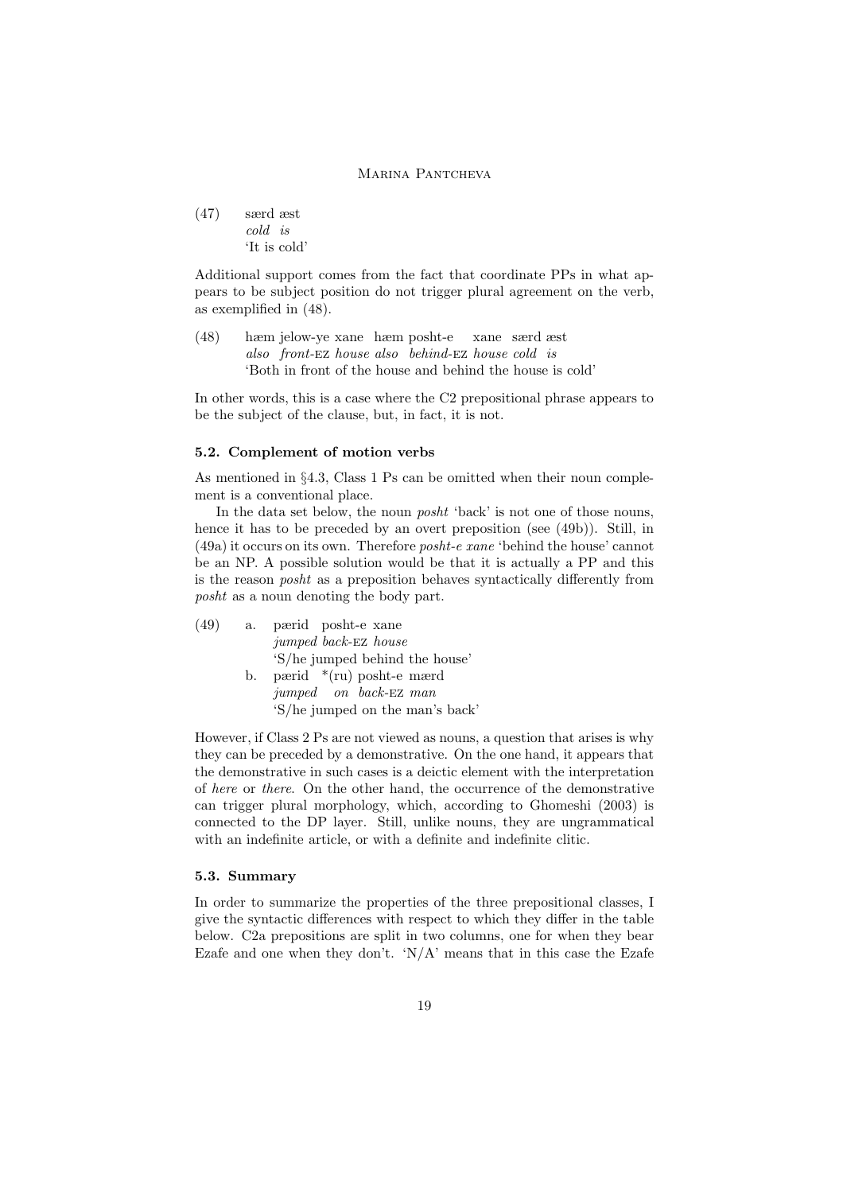(47) særd æst
*cold is*
'It is cold'

Additional support comes from the fact that coordinate PPs in what appears to be subject position do not trigger plural agreement on the verb, as exemplified in (48).

(48) hæm jelow-ye xane hæm posht-e xane særd æst
*also front-*EZ *house also behind-*EZ *house cold is*
'Both in front of the house and behind the house is cold'

In other words, this is a case where the C2 prepositional phrase appears to be the subject of the clause, but, in fact, it is not.

### 5.2. Complement of motion verbs

As mentioned in §4.3, Class 1 Ps can be omitted when their noun complement is a conventional place.

In the data set below, the noun *posht* 'back' is not one of those nouns, hence it has to be preceded by an overt preposition (see (49b)). Still, in (49a) it occurs on its own. Therefore *posht-e xane* 'behind the house' cannot be an NP. A possible solution would be that it is actually a PP and this is the reason *posht* as a preposition behaves syntactically differently from *posht* as a noun denoting the body part.

(49) a. pærid posht-e xane
*jumped back-*EZ *house*
'S/he jumped behind the house'

b. pærid *(ru) posht-e mærd
*jumped on back-*EZ *man*
'S/he jumped on the man's back'

However, if Class 2 Ps are not viewed as nouns, a question that arises is why they can be preceded by a demonstrative. On the one hand, it appears that the demonstrative in such cases is a deictic element with the interpretation of *here* or *there*. On the other hand, the occurrence of the demonstrative can trigger plural morphology, which, according to Ghomeshi (2003) is connected to the DP layer. Still, unlike nouns, they are ungrammatical with an indefinite article, or with a definite and indefinite clitic.

### 5.3. Summary

In order to summarize the properties of the three prepositional classes, I give the syntactic differences with respect to which they differ in the table below. C2a prepositions are split in two columns, one for when they bear Ezafe and one when they don't. 'N/A' means that in this case the Ezafe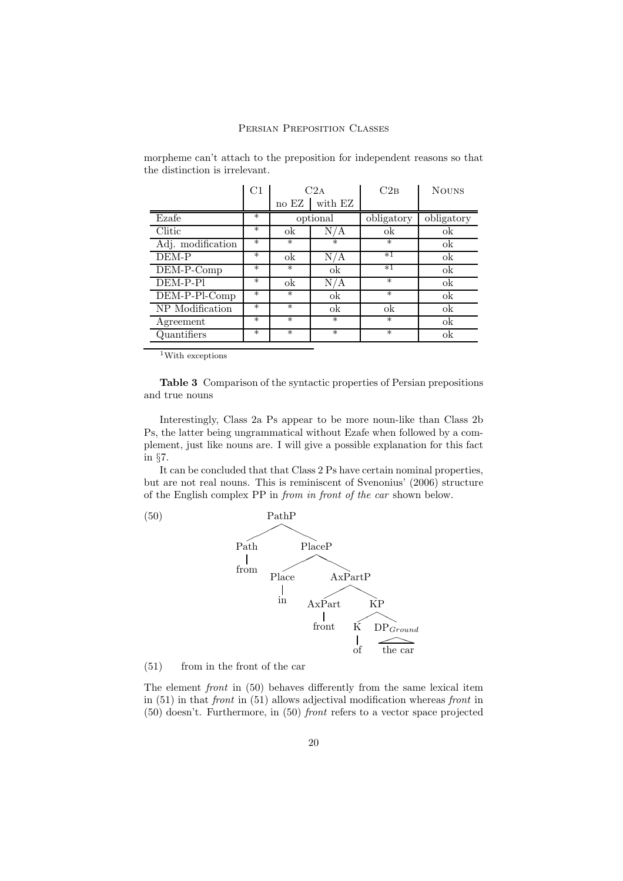morpheme can't attach to the preposition for independent reasons so that the distinction is irrelevant.

| | C1 | C2a | | C2b | Nouns |
|---|---|---|---|---|---|
| | | no EZ | with EZ | | |
| Ezafe | * | optional | | obligatory | obligatory |
| Clitic | * | ok | N/A | ok | ok |
| Adj. modification | * | * | * | * | ok |
| DEM-P | * | ok | N/A | *[1] | ok |
| DEM-P-Comp | * | * | ok | *[1] | ok |
| DEM-P-Pl | * | ok | N/A | * | ok |
| DEM-P-Pl-Comp | * | * | ok | * | ok |
| NP Modification | * | * | ok | ok | ok |
| Agreement | * | * | * | * | ok |
| Quantifiers | * | * | * | * | ok |

[1]With exceptions

**Table 3** Comparison of the syntactic properties of Persian prepositions and true nouns

Interestingly, Class 2a Ps appear to be more noun-like than Class 2b Ps, the latter being ungrammatical without Ezafe when followed by a complement, just like nouns are. I will give a possible explanation for this fact in §7.

It can be concluded that that Class 2 Ps have certain nominal properties, but are not real nouns. This is reminiscent of Svenonius' (2006) structure of the English complex PP in *from in front of the car* shown below.

(50)

```
[PathP [Path from] [PlaceP [Place in] [AxPartP [AxPart front] [KP [K of] [DP_Ground the car]]]]]
```

(51) from in the front of the car

The element *front* in (50) behaves differently from the same lexical item in (51) in that *front* in (51) allows adjectival modification whereas *front* in (50) doesn't. Furthermore, in (50) *front* refers to a vector space projected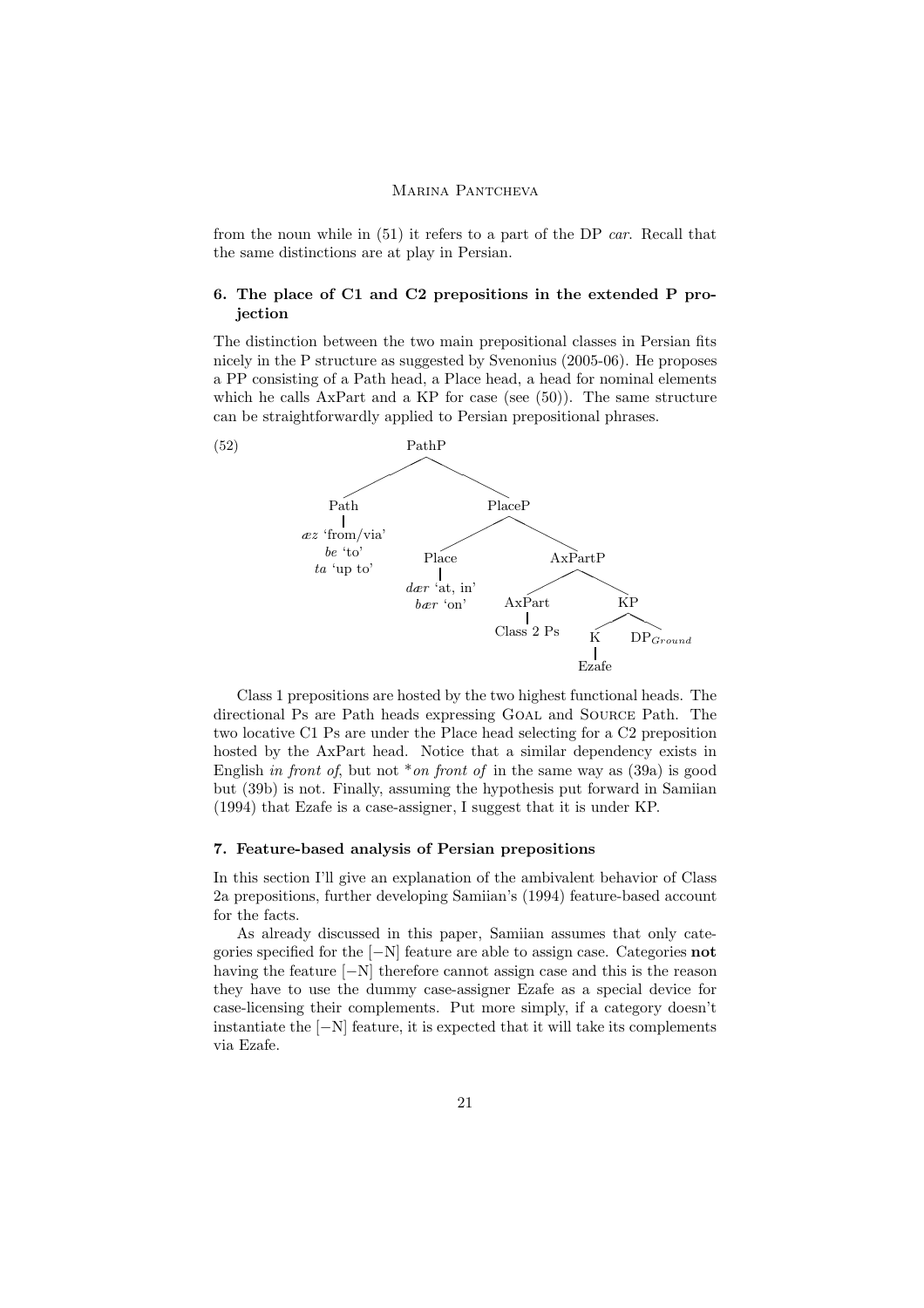from the noun while in (51) it refers to a part of the DP *car*. Recall that the same distinctions are at play in Persian.

### 6. The place of C1 and C2 prepositions in the extended P projection

The distinction between the two main prepositional classes in Persian fits nicely in the P structure as suggested by Svenonius (2005-06). He proposes a PP consisting of a Path head, a Place head, a head for nominal elements which he calls AxPart and a KP for case (see (50)). The same structure can be straightforwardly applied to Persian prepositional phrases.

(52)

```
PathP
├── Path
│     æz 'from/via'
│     be 'to'
│     ta 'up to'
└── PlaceP
      ├── Place
      │     dær 'at, in'
      │     bær 'on'
      └── AxPartP
            ├── AxPart
            │     Class 2 Ps
            └── KP
                  ├── K
                  │     Ezafe
                  └── DP_Ground
```

Class 1 prepositions are hosted by the two highest functional heads. The directional Ps are Path heads expressing GOAL and SOURCE Path. The two locative C1 Ps are under the Place head selecting for a C2 preposition hosted by the AxPart head. Notice that a similar dependency exists in English *in front of*, but not \**on front of* in the same way as (39a) is good but (39b) is not. Finally, assuming the hypothesis put forward in Samiian (1994) that Ezafe is a case-assigner, I suggest that it is under KP.

### 7. Feature-based analysis of Persian prepositions

In this section I'll give an explanation of the ambivalent behavior of Class 2a prepositions, further developing Samiian's (1994) feature-based account for the facts.

As already discussed in this paper, Samiian assumes that only categories specified for the [−N] feature are able to assign case. Categories **not** having the feature [−N] therefore cannot assign case and this is the reason they have to use the dummy case-assigner Ezafe as a special device for case-licensing their complements. Put more simply, if a category doesn't instantiate the [−N] feature, it is expected that it will take its complements via Ezafe.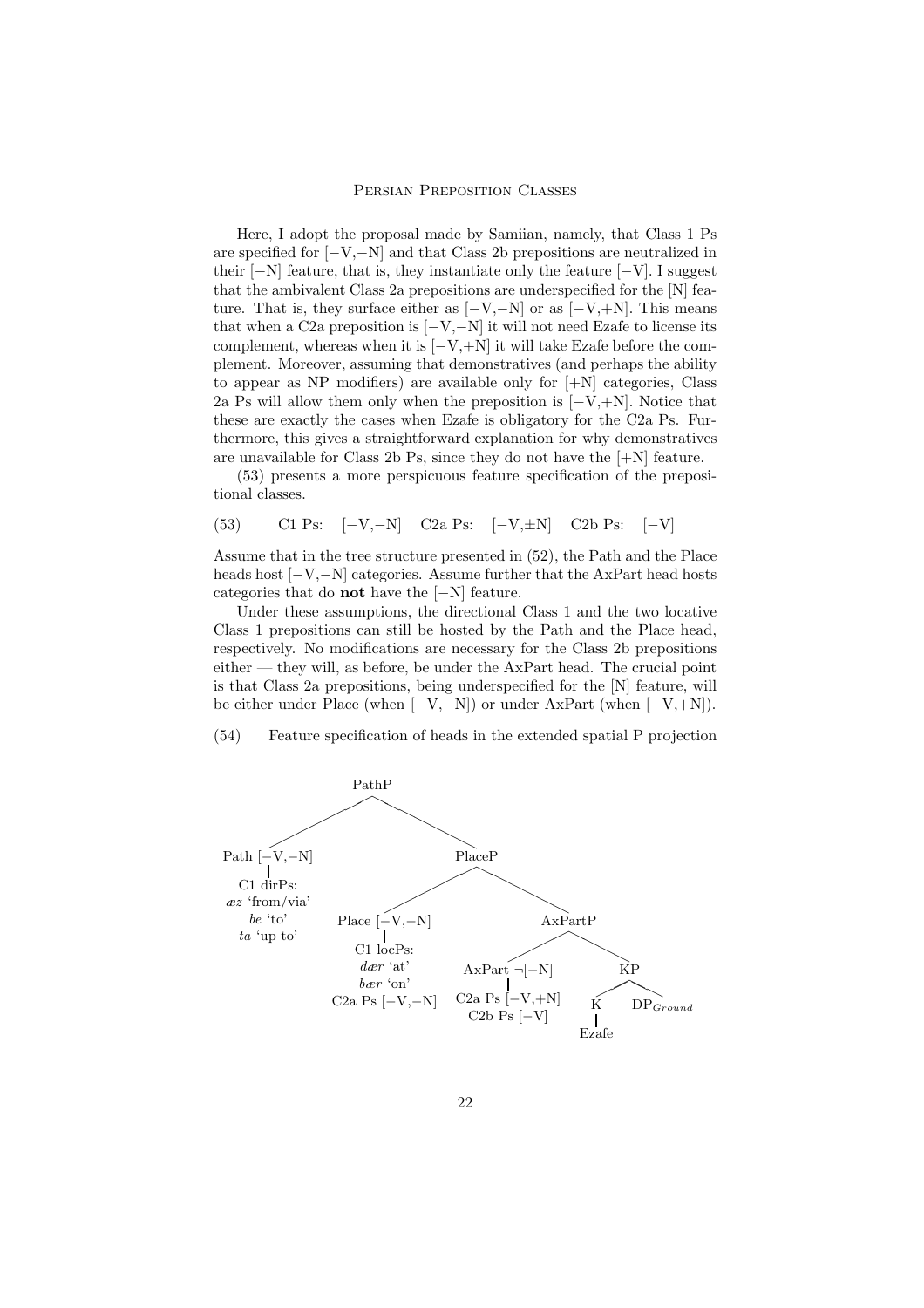Here, I adopt the proposal made by Samiian, namely, that Class 1 Ps are specified for [−V,−N] and that Class 2b prepositions are neutralized in their [−N] feature, that is, they instantiate only the feature [−V]. I suggest that the ambivalent Class 2a prepositions are underspecified for the [N] feature. That is, they surface either as [−V,−N] or as [−V,+N]. This means that when a C2a preposition is [−V,−N] it will not need Ezafe to license its complement, whereas when it is [−V,+N] it will take Ezafe before the complement. Moreover, assuming that demonstratives (and perhaps the ability to appear as NP modifiers) are available only for [+N] categories, Class 2a Ps will allow them only when the preposition is [−V,+N]. Notice that these are exactly the cases when Ezafe is obligatory for the C2a Ps. Furthermore, this gives a straightforward explanation for why demonstratives are unavailable for Class 2b Ps, since they do not have the [+N] feature.

(53) presents a more perspicuous feature specification of the prepositional classes.

(53) C1 Ps: [−V,−N] C2a Ps: [−V,±N] C2b Ps: [−V]

Assume that in the tree structure presented in (52), the Path and the Place heads host [−V,−N] categories. Assume further that the AxPart head hosts categories that do **not** have the [−N] feature.

Under these assumptions, the directional Class 1 and the two locative Class 1 prepositions can still be hosted by the Path and the Place head, respectively. No modifications are necessary for the Class 2b prepositions either — they will, as before, be under the AxPart head. The crucial point is that Class 2a prepositions, being underspecified for the [N] feature, will be either under Place (when [−V,−N]) or under AxPart (when [−V,+N]).

(54) Feature specification of heads in the extended spatial P projection

```
PathP
├── Path [−V,−N]
│     C1 dirPs:
│     æz 'from/via'
│     be 'to'
│     ta 'up to'
└── PlaceP
    ├── Place [−V,−N]
    │     C1 locPs:
    │     dær 'at'
    │     bær 'on'
    │     C2a Ps [−V,−N]
    └── AxPartP
        ├── AxPart ¬[−N]
        │     C2a Ps [−V,+N]
        │     C2b Ps [−V]
        └── KP
            ├── K
            │     Ezafe
            └── DP_Ground
```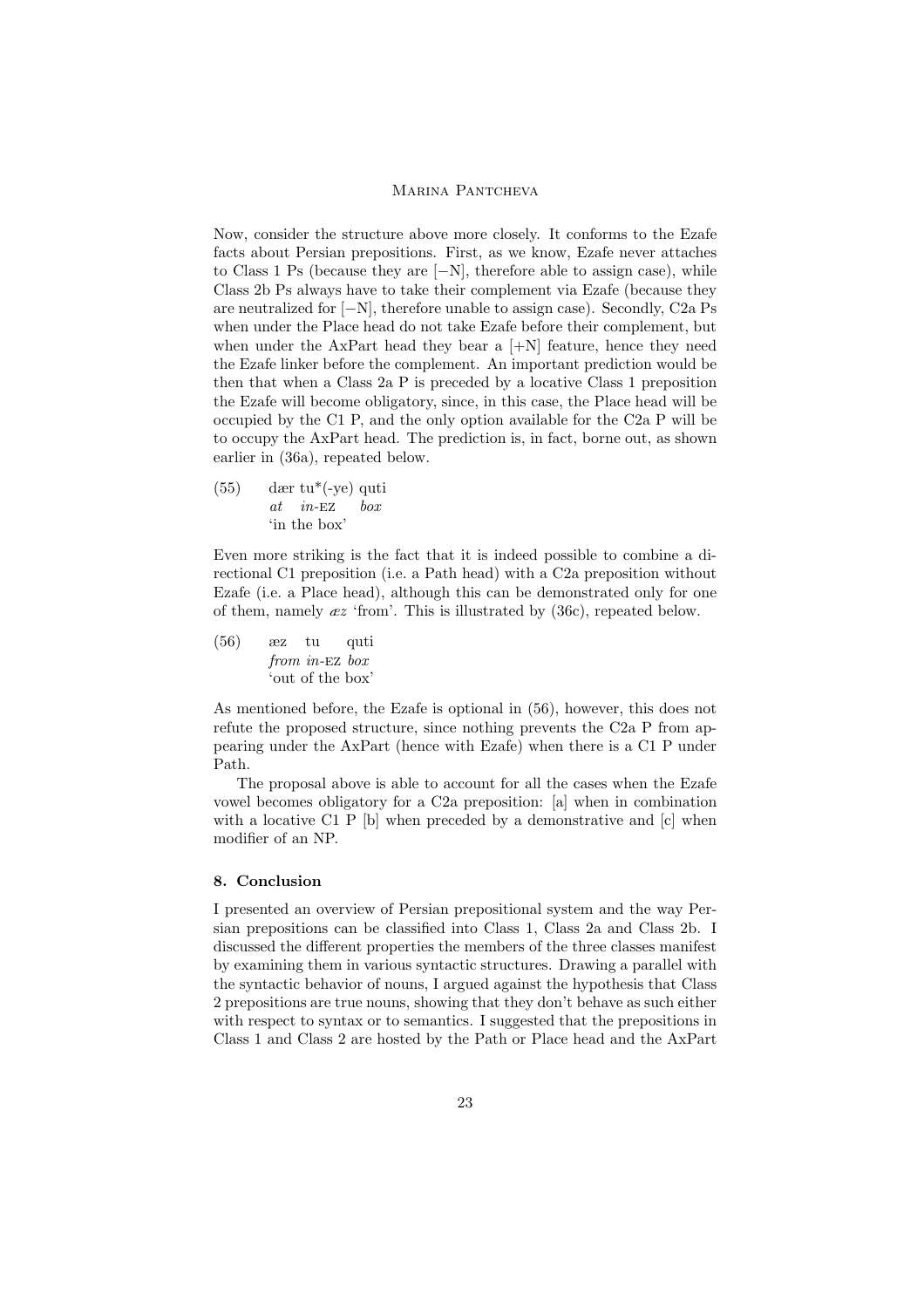Now, consider the structure above more closely. It conforms to the Ezafe facts about Persian prepositions. First, as we know, Ezafe never attaches to Class 1 Ps (because they are [−N], therefore able to assign case), while Class 2b Ps always have to take their complement via Ezafe (because they are neutralized for [−N], therefore unable to assign case). Secondly, C2a Ps when under the Place head do not take Ezafe before their complement, but when under the AxPart head they bear a [+N] feature, hence they need the Ezafe linker before the complement. An important prediction would be then that when a Class 2a P is preceded by a locative Class 1 preposition the Ezafe will become obligatory, since, in this case, the Place head will be occupied by the C1 P, and the only option available for the C2a P will be to occupy the AxPart head. The prediction is, in fact, borne out, as shown earlier in (36a), repeated below.

(55) dær tu*(-ye) quti
*at in*-EZ *box*
'in the box'

Even more striking is the fact that it is indeed possible to combine a directional C1 preposition (i.e. a Path head) with a C2a preposition without Ezafe (i.e. a Place head), although this can be demonstrated only for one of them, namely *æz* 'from'. This is illustrated by (36c), repeated below.

(56) æz tu quti
*from in*-EZ *box*
'out of the box'

As mentioned before, the Ezafe is optional in (56), however, this does not refute the proposed structure, since nothing prevents the C2a P from appearing under the AxPart (hence with Ezafe) when there is a C1 P under Path.

The proposal above is able to account for all the cases when the Ezafe vowel becomes obligatory for a C2a preposition: [a] when in combination with a locative C1 P [b] when preceded by a demonstrative and [c] when modifier of an NP.

## 8. Conclusion

I presented an overview of Persian prepositional system and the way Persian prepositions can be classified into Class 1, Class 2a and Class 2b. I discussed the different properties the members of the three classes manifest by examining them in various syntactic structures. Drawing a parallel with the syntactic behavior of nouns, I argued against the hypothesis that Class 2 prepositions are true nouns, showing that they don't behave as such either with respect to syntax or to semantics. I suggested that the prepositions in Class 1 and Class 2 are hosted by the Path or Place head and the AxPart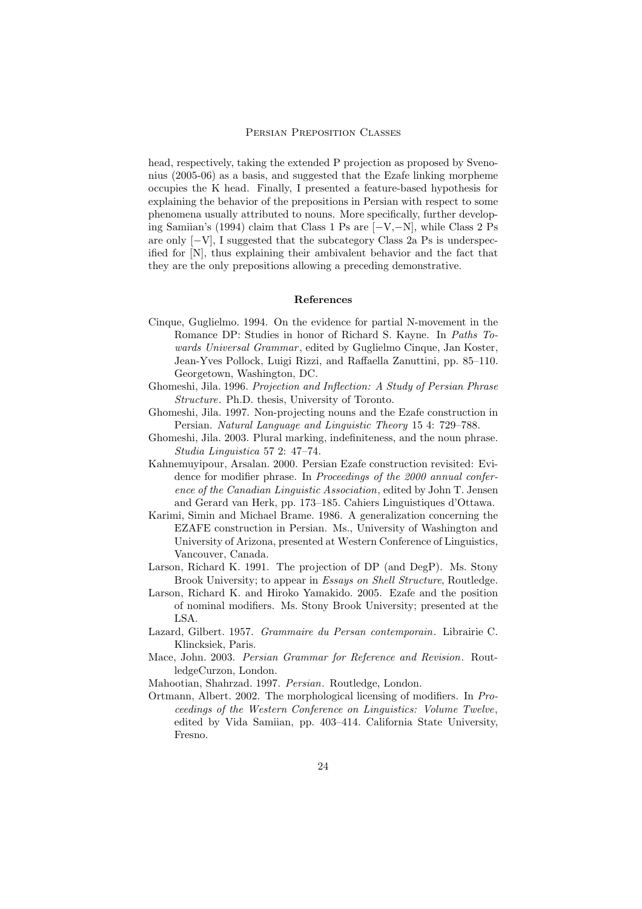head, respectively, taking the extended P projection as proposed by Svenonius (2005-06) as a basis, and suggested that the Ezafe linking morpheme occupies the K head. Finally, I presented a feature-based hypothesis for explaining the behavior of the prepositions in Persian with respect to some phenomena usually attributed to nouns. More specifically, further developing Samiian's (1994) claim that Class 1 Ps are [−V,−N], while Class 2 Ps are only [−V], I suggested that the subcategory Class 2a Ps is underspecified for [N], thus explaining their ambivalent behavior and the fact that they are the only prepositions allowing a preceding demonstrative.

## References

Cinque, Guglielmo. 1994. On the evidence for partial N-movement in the Romance DP: Studies in honor of Richard S. Kayne. In *Paths Towards Universal Grammar*, edited by Guglielmo Cinque, Jan Koster, Jean-Yves Pollock, Luigi Rizzi, and Raffaella Zanuttini, pp. 85–110. Georgetown, Washington, DC.

Ghomeshi, Jila. 1996. *Projection and Inflection: A Study of Persian Phrase Structure*. Ph.D. thesis, University of Toronto.

Ghomeshi, Jila. 1997. Non-projecting nouns and the Ezafe construction in Persian. *Natural Language and Linguistic Theory* 15 4: 729–788.

Ghomeshi, Jila. 2003. Plural marking, indefiniteness, and the noun phrase. *Studia Linguistica* 57 2: 47–74.

Kahnemuyipour, Arsalan. 2000. Persian Ezafe construction revisited: Evidence for modifier phrase. In *Proceedings of the 2000 annual conference of the Canadian Linguistic Association*, edited by John T. Jensen and Gerard van Herk, pp. 173–185. Cahiers Linguistiques d'Ottawa.

Karimi, Simin and Michael Brame. 1986. A generalization concerning the EZAFE construction in Persian. Ms., University of Washington and University of Arizona, presented at Western Conference of Linguistics, Vancouver, Canada.

Larson, Richard K. 1991. The projection of DP (and DegP). Ms. Stony Brook University; to appear in *Essays on Shell Structure*, Routledge.

Larson, Richard K. and Hiroko Yamakido. 2005. Ezafe and the position of nominal modifiers. Ms. Stony Brook University; presented at the LSA.

Lazard, Gilbert. 1957. *Grammaire du Persan contemporain*. Librairie C. Klincksiek, Paris.

Mace, John. 2003. *Persian Grammar for Reference and Revision*. RoutledgeCurzon, London.

Mahootian, Shahrzad. 1997. *Persian*. Routledge, London.

Ortmann, Albert. 2002. The morphological licensing of modifiers. In *Proceedings of the Western Conference on Linguistics: Volume Twelve*, edited by Vida Samiian, pp. 403–414. California State University, Fresno.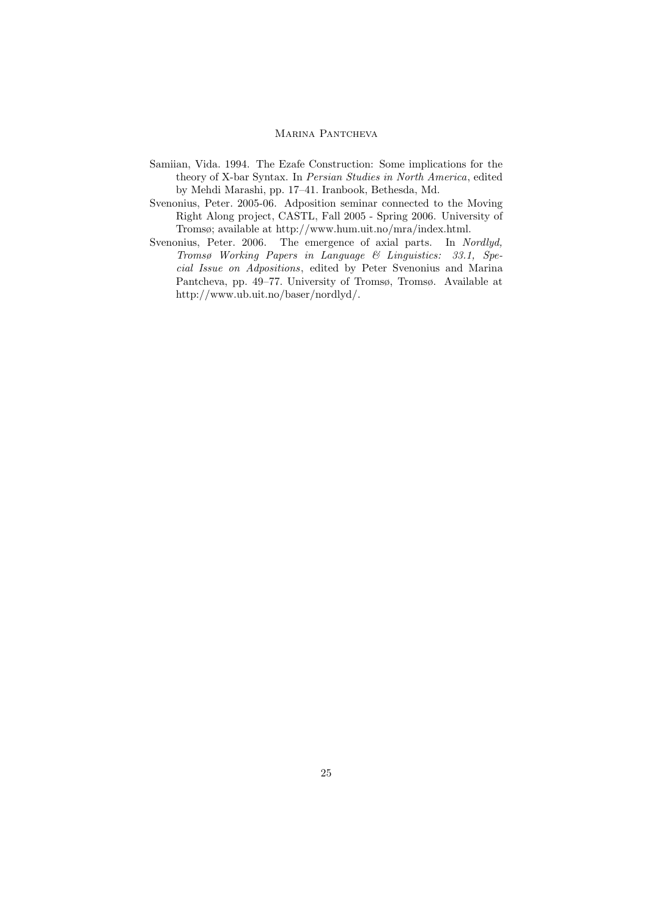Samiian, Vida. 1994. The Ezafe Construction: Some implications for the theory of X-bar Syntax. In *Persian Studies in North America*, edited by Mehdi Marashi, pp. 17–41. Iranbook, Bethesda, Md.

Svenonius, Peter. 2005-06. Adposition seminar connected to the Moving Right Along project, CASTL, Fall 2005 - Spring 2006. University of Tromsø; available at http://www.hum.uit.no/mra/index.html.

Svenonius, Peter. 2006. The emergence of axial parts. In *Nordlyd, Tromsø Working Papers in Language & Linguistics: 33.1, Special Issue on Adpositions*, edited by Peter Svenonius and Marina Pantcheva, pp. 49–77. University of Tromsø, Tromsø. Available at http://www.ub.uit.no/baser/nordlyd/.